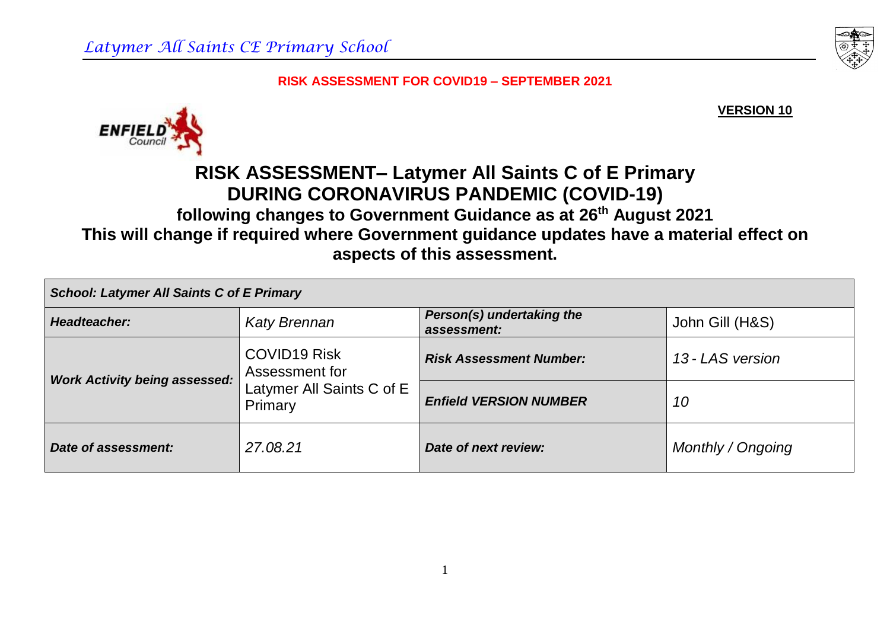*Latymer All Saints CE Primary School*

**RISK ASSESSMENT FOR COVID19 – SEPTEMBER 2021**

**VERSION 10**

# RISK ASSESSMENT– Latymer All Saints C of E Primary DURING CORONAVIRUS PANDEMIC (COVID-19)

## following changes to Government Guidance as at 26th August 2021

## This will change if required where Government guidance updates have a material effect on aspects of this assessment.

| ***School: Latymer All Saints C of E Primary*** | | | |
|---|---|---|---|
| ***Headteacher:*** | *Katy Brennan* | ***Person(s) undertaking the assessment:*** | John Gill (H&S) |
| ***Work Activity being assessed:*** | COVID19 Risk Assessment for Latymer All Saints C of E Primary | ***Risk Assessment Number:*** | *13 - LAS version* |
| | | ***Enfield VERSION NUMBER*** | *10* |
| ***Date of assessment:*** | *27.08.21* | ***Date of next review:*** | *Monthly / Ongoing* |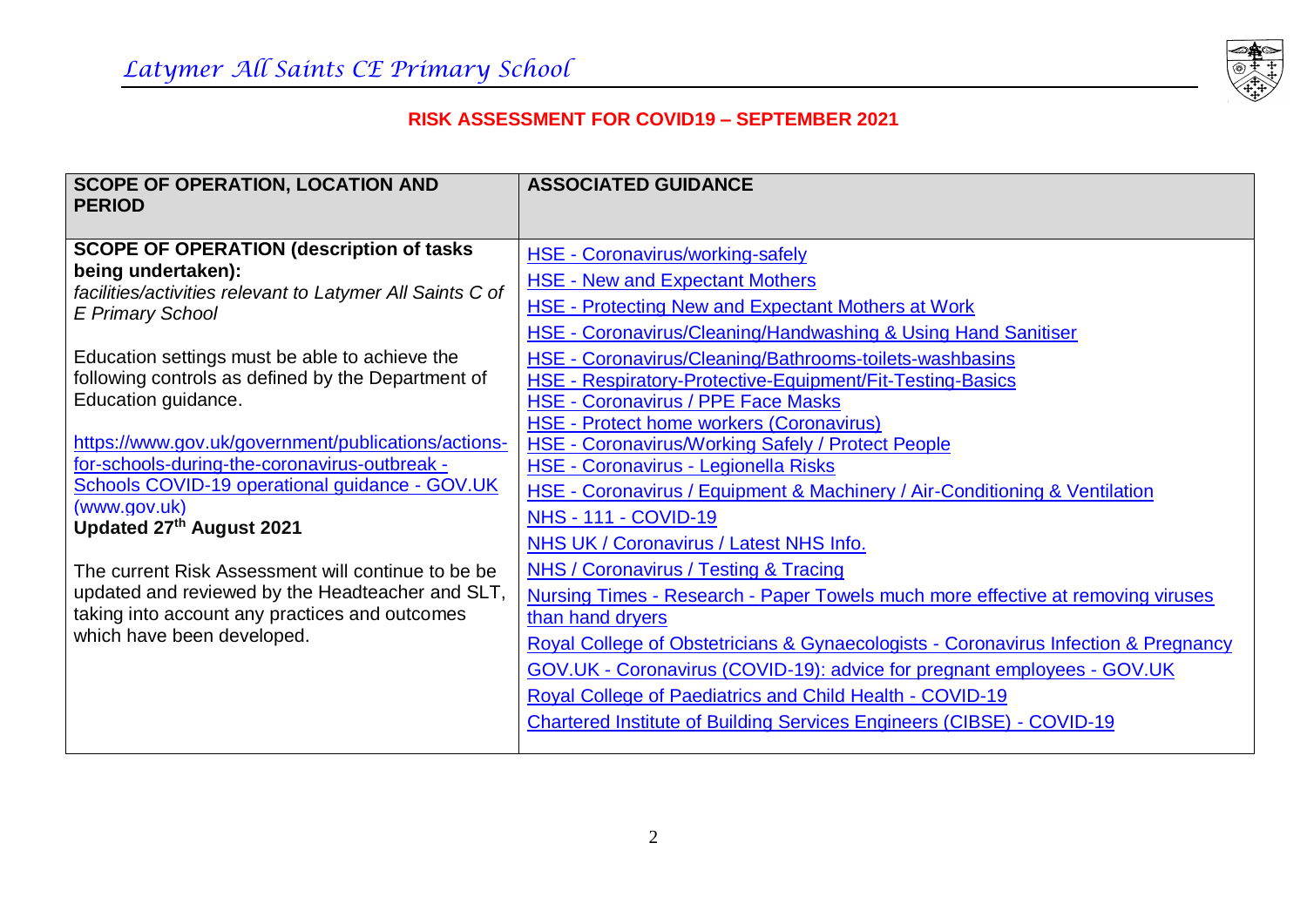# RISK ASSESSMENT FOR COVID19 – SEPTEMBER 2021

| SCOPE OF OPERATION, LOCATION AND PERIOD | ASSOCIATED GUIDANCE |
|---|---|
| **SCOPE OF OPERATION (description of tasks being undertaken):**<br>*facilities/activities relevant to Latymer All Saints C of E Primary School*<br><br>Education settings must be able to achieve the following controls as defined by the Department of Education guidance.<br><br>https://www.gov.uk/government/publications/actions-for-schools-during-the-coronavirus-outbreak - Schools COVID-19 operational guidance - GOV.UK (www.gov.uk)<br>**Updated 27th August 2021**<br><br>The current Risk Assessment will continue to be be updated and reviewed by the Headteacher and SLT, taking into account any practices and outcomes which have been developed. | HSE - Coronavirus/working-safely<br>HSE - New and Expectant Mothers<br>HSE - Protecting New and Expectant Mothers at Work<br>HSE - Coronavirus/Cleaning/Handwashing & Using Hand Sanitiser<br>HSE - Coronavirus/Cleaning/Bathrooms-toilets-washbasins<br>HSE - Respiratory-Protective-Equipment/Fit-Testing-Basics<br>HSE - Coronavirus / PPE Face Masks<br>HSE - Protect home workers (Coronavirus)<br>HSE - Coronavirus/Working Safely / Protect People<br>HSE - Coronavirus - Legionella Risks<br>HSE - Coronavirus / Equipment & Machinery / Air-Conditioning & Ventilation<br>NHS - 111 - COVID-19<br>NHS UK / Coronavirus / Latest NHS Info.<br>NHS / Coronavirus / Testing & Tracing<br>Nursing Times - Research - Paper Towels much more effective at removing viruses than hand dryers<br>Royal College of Obstetricians & Gynaecologists - Coronavirus Infection & Pregnancy<br>GOV.UK - Coronavirus (COVID-19): advice for pregnant employees - GOV.UK<br>Royal College of Paediatrics and Child Health - COVID-19<br>Chartered Institute of Building Services Engineers (CIBSE) - COVID-19 |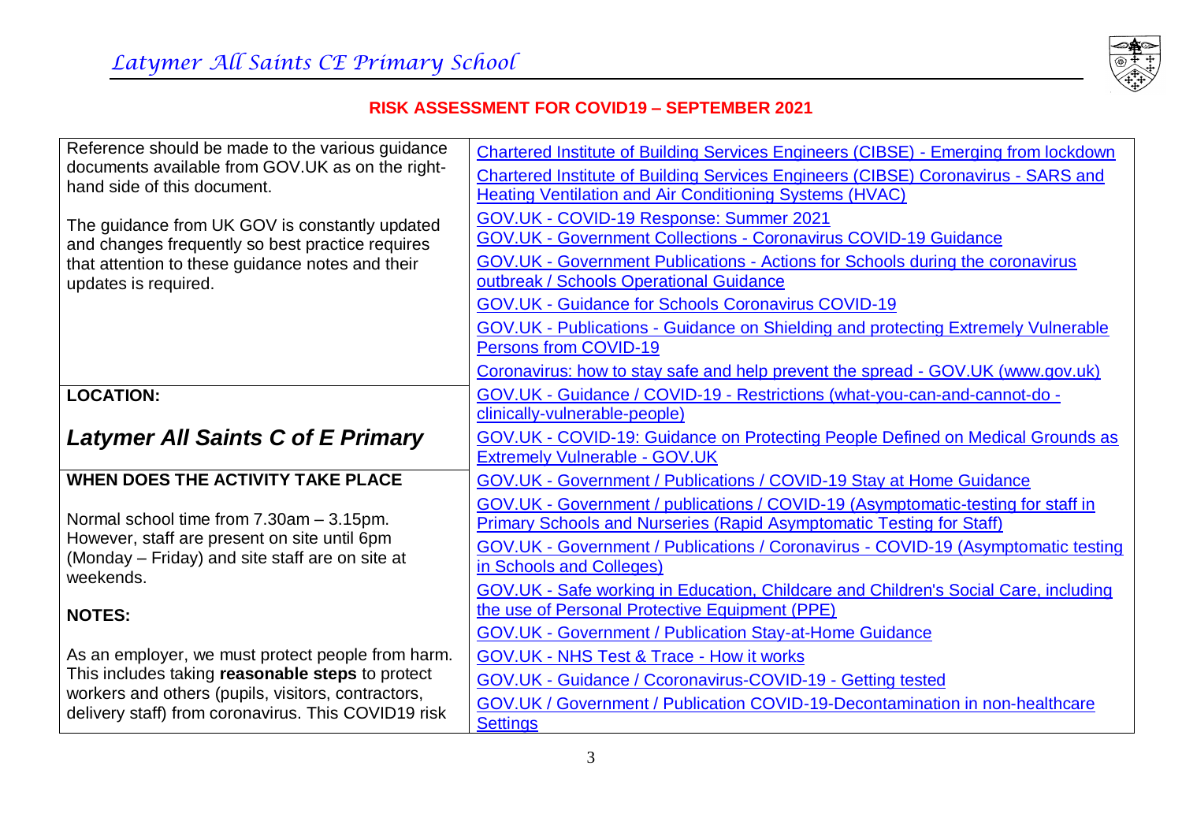## RISK ASSESSMENT FOR COVID19 – SEPTEMBER 2021

| | |
|---|---|
| Reference should be made to the various guidance documents available from GOV.UK as on the right-hand side of this document.<br><br>The guidance from UK GOV is constantly updated and changes frequently so best practice requires that attention to these guidance notes and their updates is required. | Chartered Institute of Building Services Engineers (CIBSE) - Emerging from lockdown<br>Chartered Institute of Building Services Engineers (CIBSE) Coronavirus - SARS and Heating Ventilation and Air Conditioning Systems (HVAC)<br>GOV.UK - COVID-19 Response: Summer 2021<br>GOV.UK - Government Collections - Coronavirus COVID-19 Guidance<br>GOV.UK - Government Publications - Actions for Schools during the coronavirus outbreak / Schools Operational Guidance<br>GOV.UK - Guidance for Schools Coronavirus COVID-19<br>GOV.UK - Publications - Guidance on Shielding and protecting Extremely Vulnerable Persons from COVID-19<br>Coronavirus: how to stay safe and help prevent the spread - GOV.UK (www.gov.uk) |
| **LOCATION:**<br><br>***Latymer All Saints C of E Primary*** | GOV.UK - Guidance / COVID-19 - Restrictions (what-you-can-and-cannot-do - clinically-vulnerable-people)<br>GOV.UK - COVID-19: Guidance on Protecting People Defined on Medical Grounds as Extremely Vulnerable - GOV.UK |
| **WHEN DOES THE ACTIVITY TAKE PLACE**<br><br>Normal school time from 7.30am – 3.15pm. However, staff are present on site until 6pm (Monday – Friday) and site staff are on site at weekends.<br><br>**NOTES:**<br><br>As an employer, we must protect people from harm. This includes taking **reasonable steps** to protect workers and others (pupils, visitors, contractors, delivery staff) from coronavirus. This COVID19 risk | GOV.UK - Government / Publications / COVID-19 Stay at Home Guidance<br>GOV.UK - Government / publications / COVID-19 (Asymptomatic-testing for staff in Primary Schools and Nurseries (Rapid Asymptomatic Testing for Staff)<br>GOV.UK - Government / Publications / Coronavirus - COVID-19 (Asymptomatic testing in Schools and Colleges)<br>GOV.UK - Safe working in Education, Childcare and Children's Social Care, including the use of Personal Protective Equipment (PPE)<br>GOV.UK - Government / Publication Stay-at-Home Guidance<br>GOV.UK - NHS Test & Trace - How it works<br>GOV.UK - Guidance / Ccoronavirus-COVID-19 - Getting tested<br>GOV.UK / Government / Publication COVID-19-Decontamination in non-healthcare Settings |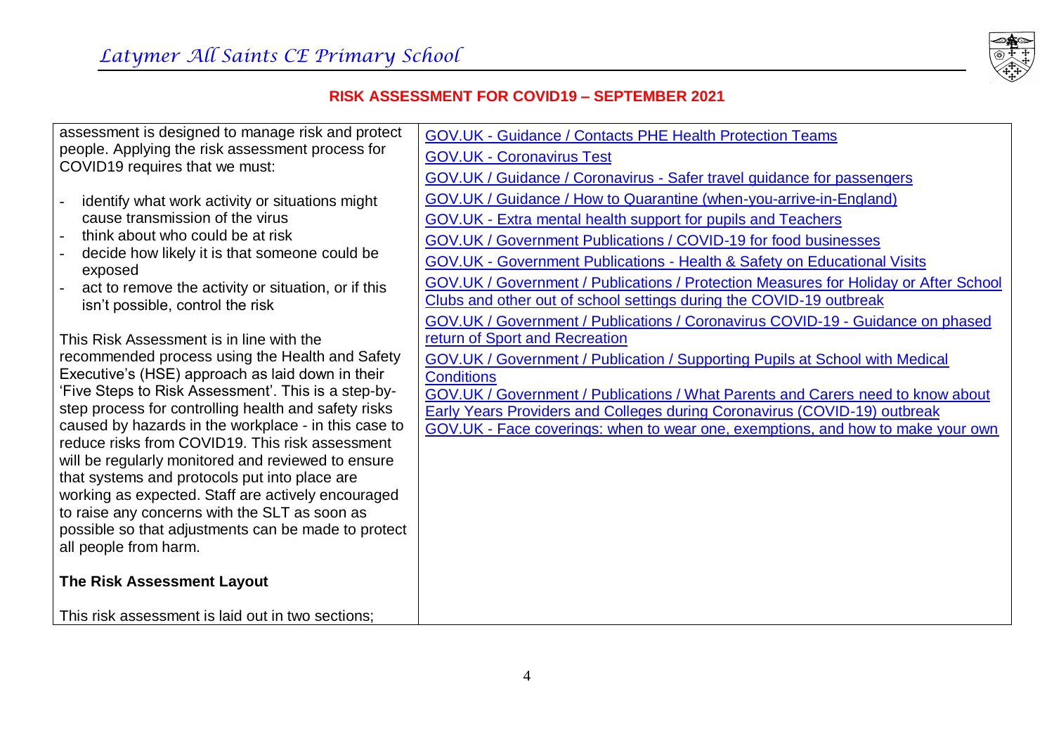| | |
|---|---|
| assessment is designed to manage risk and protect people. Applying the risk assessment process for COVID19 requires that we must:<br><br>- identify what work activity or situations might cause transmission of the virus<br>- think about who could be at risk<br>- decide how likely it is that someone could be exposed<br>- act to remove the activity or situation, or if this isn't possible, control the risk<br><br>This Risk Assessment is in line with the recommended process using the Health and Safety Executive's (HSE) approach as laid down in their 'Five Steps to Risk Assessment'. This is a step-by-step process for controlling health and safety risks caused by hazards in the workplace - in this case to reduce risks from COVID19. This risk assessment will be regularly monitored and reviewed to ensure that systems and protocols put into place are working as expected. Staff are actively encouraged to raise any concerns with the SLT as soon as possible so that adjustments can be made to protect all people from harm.<br><br>**The Risk Assessment Layout**<br><br>This risk assessment is laid out in two sections; | GOV.UK - Guidance / Contacts PHE Health Protection Teams<br>GOV.UK - Coronavirus Test<br>GOV.UK / Guidance / Coronavirus - Safer travel guidance for passengers<br>GOV.UK / Guidance / How to Quarantine (when-you-arrive-in-England)<br>GOV.UK - Extra mental health support for pupils and Teachers<br>GOV.UK / Government Publications / COVID-19 for food businesses<br>GOV.UK - Government Publications - Health & Safety on Educational Visits<br>GOV.UK / Government / Publications / Protection Measures for Holiday or After School Clubs and other out of school settings during the COVID-19 outbreak<br>GOV.UK / Government / Publications / Coronavirus COVID-19 - Guidance on phased return of Sport and Recreation<br>GOV.UK / Government / Publication / Supporting Pupils at School with Medical Conditions<br>GOV.UK / Government / Publications / What Parents and Carers need to know about Early Years Providers and Colleges during Coronavirus (COVID-19) outbreak<br>GOV.UK - Face coverings: when to wear one, exemptions, and how to make your own |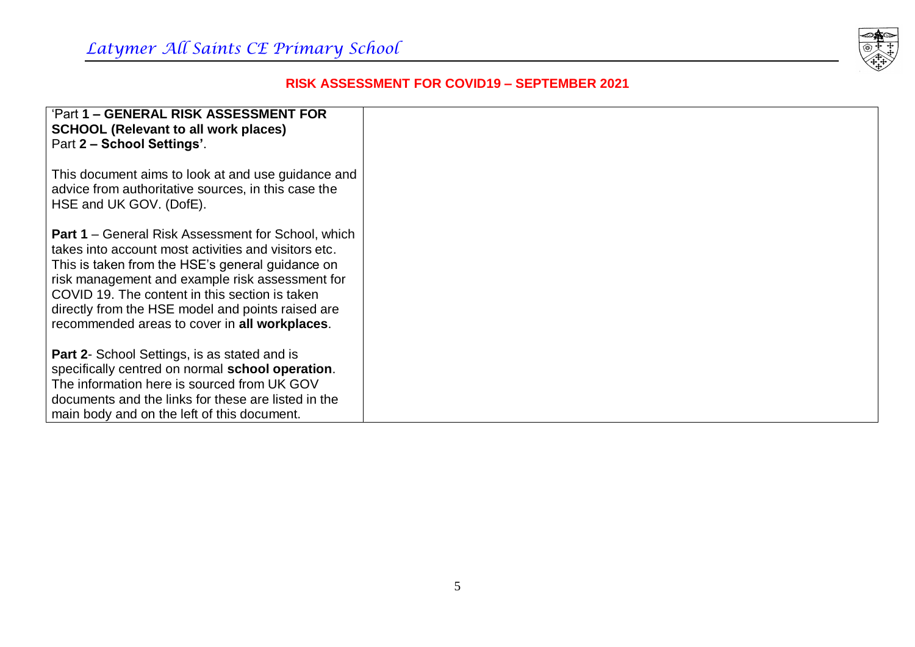| 'Part **1 – GENERAL RISK ASSESSMENT FOR SCHOOL (Relevant to all work places)**<br>Part **2 – School Settings'**.<br><br>This document aims to look at and use guidance and advice from authoritative sources, in this case the HSE and UK GOV. (DofE).<br><br>**Part 1** – General Risk Assessment for School, which takes into account most activities and visitors etc. This is taken from the HSE's general guidance on risk management and example risk assessment for COVID 19. The content in this section is taken directly from the HSE model and points raised are recommended areas to cover in **all workplaces**.<br><br>**Part 2**- School Settings, is as stated and is specifically centred on normal **school operation**. The information here is sourced from UK GOV documents and the links for these are listed in the main body and on the left of this document. | |
|---|---|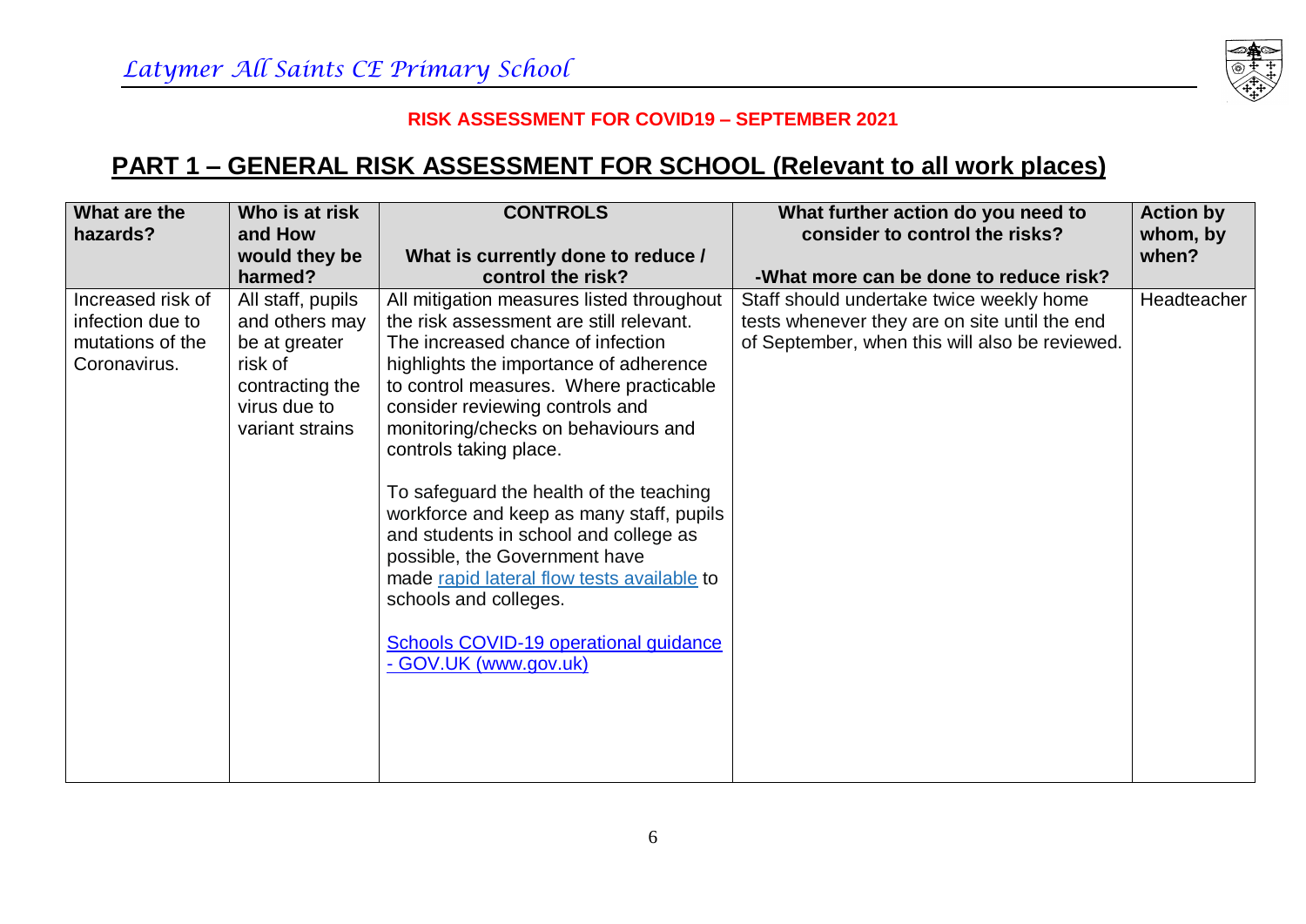*Latymer All Saints CE Primary School*

**RISK ASSESSMENT FOR COVID19 – SEPTEMBER 2021**

## PART 1 – GENERAL RISK ASSESSMENT FOR SCHOOL (Relevant to all work places)

| What are the hazards? | Who is at risk and How would they be harmed? | CONTROLS<br><br>What is currently done to reduce / control the risk? | What further action do you need to consider to control the risks?<br><br>-What more can be done to reduce risk? | Action by whom, by when? |
|---|---|---|---|---|
| Increased risk of infection due to mutations of the Coronavirus. | All staff, pupils and others may be at greater risk of contracting the virus due to variant strains | All mitigation measures listed throughout the risk assessment are still relevant. The increased chance of infection highlights the importance of adherence to control measures. Where practicable consider reviewing controls and monitoring/checks on behaviours and controls taking place.<br><br>To safeguard the health of the teaching workforce and keep as many staff, pupils and students in school and college as possible, the Government have made rapid lateral flow tests available to schools and colleges.<br><br>Schools COVID-19 operational guidance - GOV.UK (www.gov.uk) | Staff should undertake twice weekly home tests whenever they are on site until the end of September, when this will also be reviewed. | Headteacher |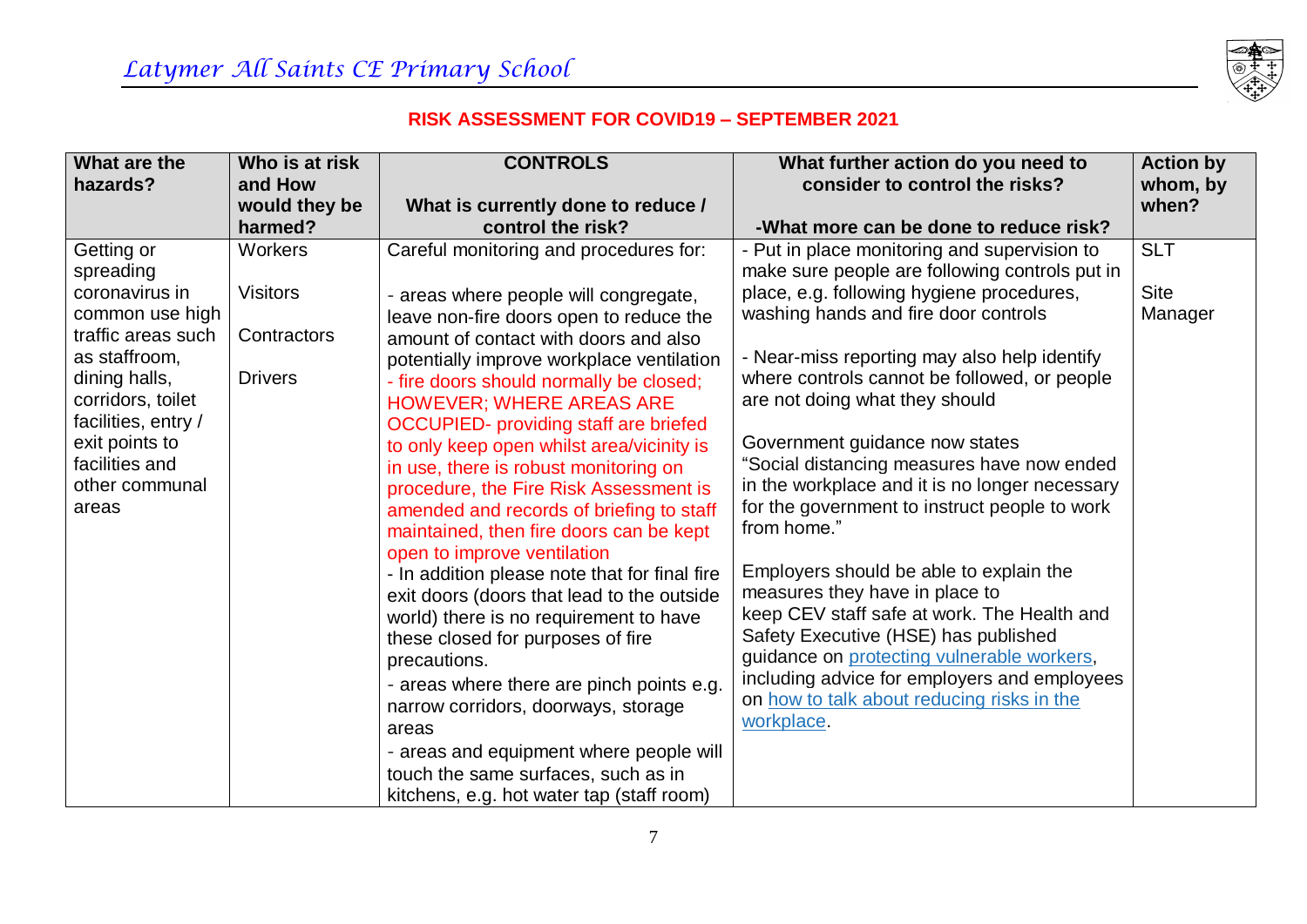## RISK ASSESSMENT FOR COVID19 – SEPTEMBER 2021

| What are the hazards? | Who is at risk and How would they be harmed? | CONTROLS<br><br>What is currently done to reduce / control the risk? | What further action do you need to consider to control the risks?<br><br>-What more can be done to reduce risk? | Action by whom, by when? |
|---|---|---|---|---|
| Getting or spreading coronavirus in common use high traffic areas such as staffroom, dining halls, corridors, toilet facilities, entry / exit points to facilities and other communal areas | Workers<br><br>Visitors<br><br>Contractors<br><br>Drivers | Careful monitoring and procedures for:<br><br>- areas where people will congregate, leave non-fire doors open to reduce the amount of contact with doors and also potentially improve workplace ventilation<br>- fire doors should normally be closed; HOWEVER; WHERE AREAS ARE OCCUPIED- providing staff are briefed to only keep open whilst area/vicinity is in use, there is robust monitoring on procedure, the Fire Risk Assessment is amended and records of briefing to staff maintained, then fire doors can be kept open to improve ventilation<br>- In addition please note that for final fire exit doors (doors that lead to the outside world) there is no requirement to have these closed for purposes of fire precautions.<br>- areas where there are pinch points e.g. narrow corridors, doorways, storage areas<br>- areas and equipment where people will touch the same surfaces, such as in kitchens, e.g. hot water tap (staff room) | - Put in place monitoring and supervision to make sure people are following controls put in place, e.g. following hygiene procedures, washing hands and fire door controls<br><br>- Near-miss reporting may also help identify where controls cannot be followed, or people are not doing what they should<br><br>Government guidance now states "Social distancing measures have now ended in the workplace and it is no longer necessary for the government to instruct people to work from home."<br><br>Employers should be able to explain the measures they have in place to keep CEV staff safe at work. The Health and Safety Executive (HSE) has published guidance on protecting vulnerable workers, including advice for employers and employees on how to talk about reducing risks in the workplace. | SLT<br><br>Site Manager |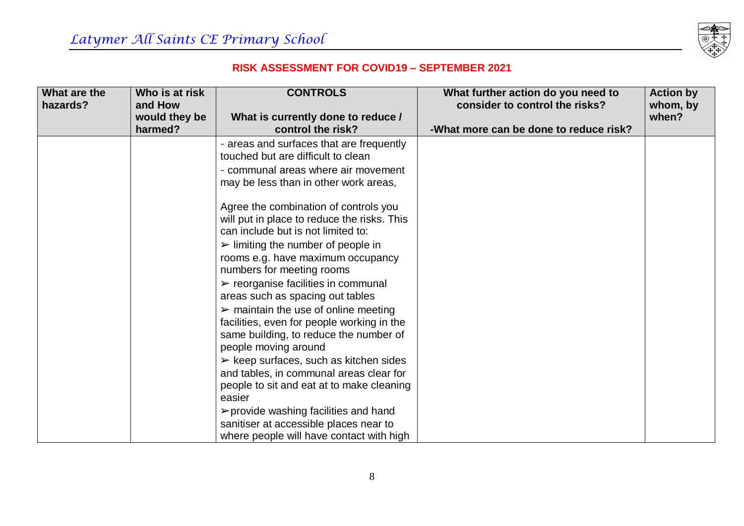## RISK ASSESSMENT FOR COVID19 – SEPTEMBER 2021

| What are the hazards? | Who is at risk and How would they be harmed? | CONTROLS<br><br>What is currently done to reduce / control the risk? | What further action do you need to consider to control the risks?<br><br>-What more can be done to reduce risk? | Action by whom, by when? |
|---|---|---|---|---|
| | | - areas and surfaces that are frequently touched but are difficult to clean<br>- communal areas where air movement may be less than in other work areas,<br><br>Agree the combination of controls you will put in place to reduce the risks. This can include but is not limited to:<br>➢ limiting the number of people in rooms e.g. have maximum occupancy numbers for meeting rooms<br>➢ reorganise facilities in communal areas such as spacing out tables<br>➢ maintain the use of online meeting facilities, even for people working in the same building, to reduce the number of people moving around<br>➢ keep surfaces, such as kitchen sides and tables, in communal areas clear for people to sit and eat at to make cleaning easier<br>➢ provide washing facilities and hand sanitiser at accessible places near to where people will have contact with high | | |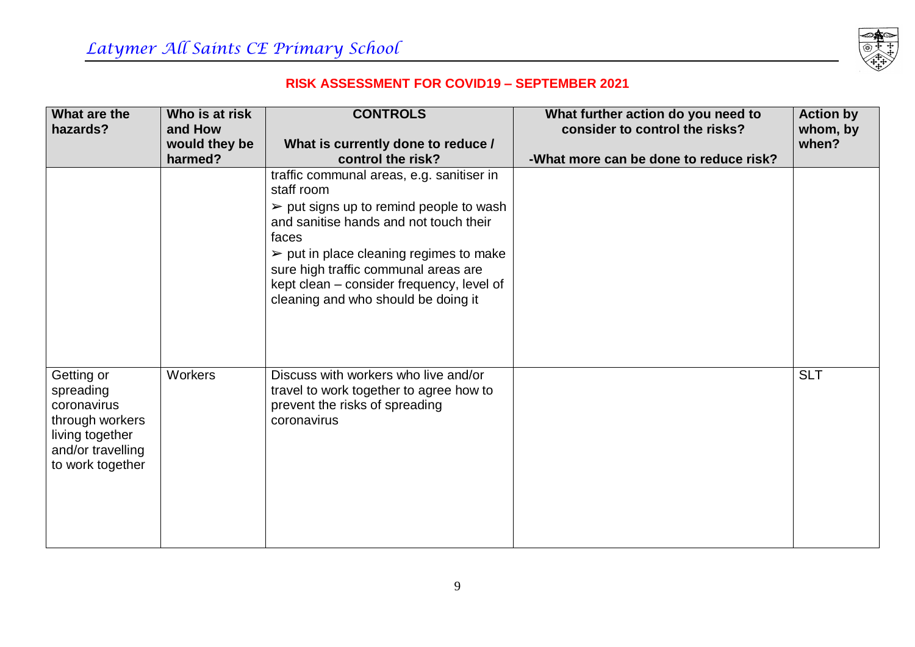**RISK ASSESSMENT FOR COVID19 – SEPTEMBER 2021**

| What are the hazards? | Who is at risk and How would they be harmed? | CONTROLS<br><br>What is currently done to reduce / control the risk? | What further action do you need to consider to control the risks?<br><br>-What more can be done to reduce risk? | Action by whom, by when? |
|---|---|---|---|---|
| | | traffic communal areas, e.g. sanitiser in staff room<br>➢ put signs up to remind people to wash and sanitise hands and not touch their faces<br>➢ put in place cleaning regimes to make sure high traffic communal areas are kept clean – consider frequency, level of cleaning and who should be doing it | | |
| Getting or spreading coronavirus through workers living together and/or travelling to work together | Workers | Discuss with workers who live and/or travel to work together to agree how to prevent the risks of spreading coronavirus | | SLT |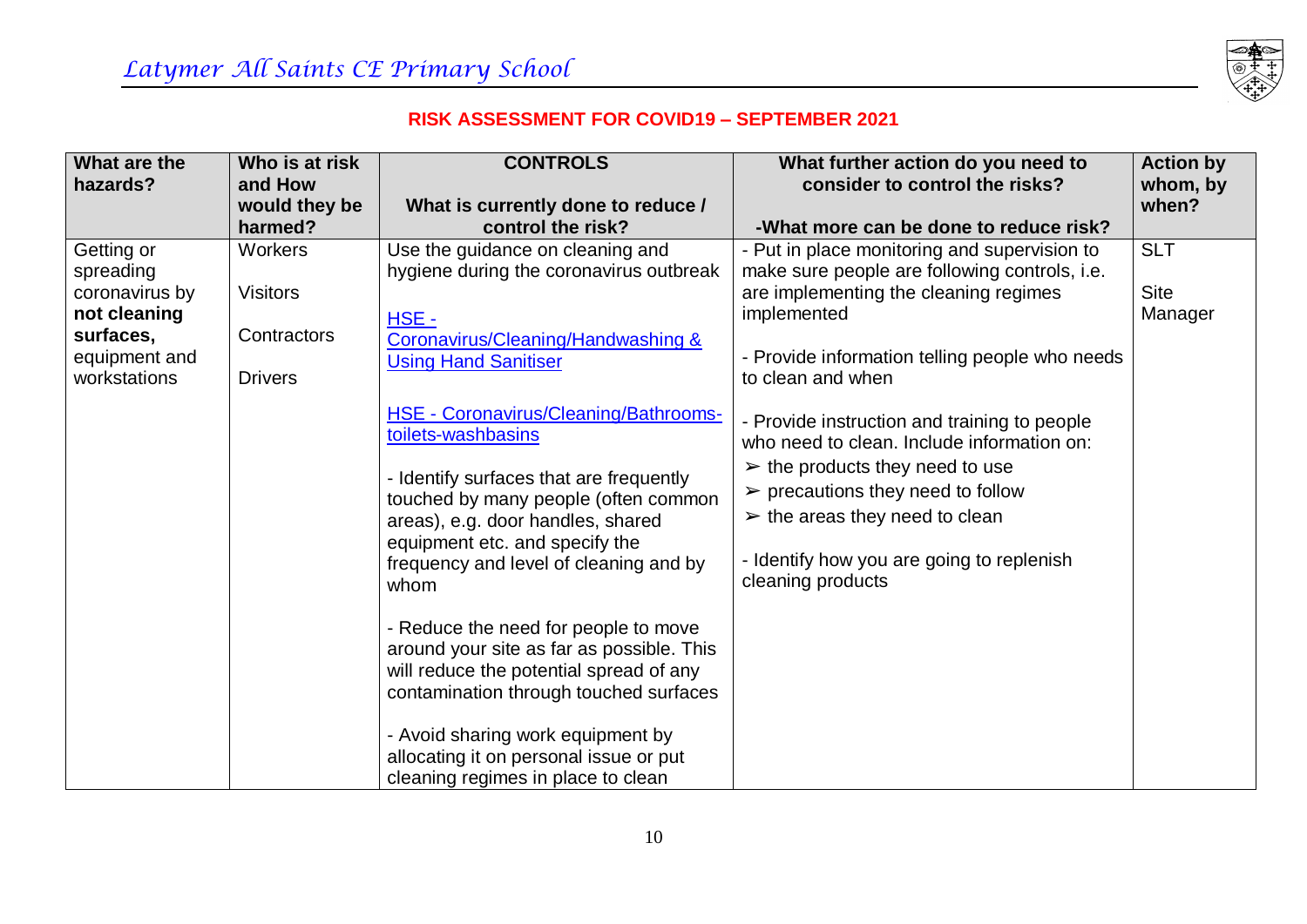## RISK ASSESSMENT FOR COVID19 – SEPTEMBER 2021

| What are the hazards? | Who is at risk and How would they be harmed? | CONTROLS<br><br>What is currently done to reduce / control the risk? | What further action do you need to consider to control the risks?<br><br>-What more can be done to reduce risk? | Action by whom, by when? |
|---|---|---|---|---|
| Getting or spreading coronavirus by **not cleaning surfaces,** equipment and workstations | Workers<br><br>Visitors<br><br>Contractors<br><br>Drivers | Use the guidance on cleaning and hygiene during the coronavirus outbreak<br><br>HSE - Coronavirus/Cleaning/Handwashing & Using Hand Sanitiser<br><br>HSE - Coronavirus/Cleaning/Bathrooms-toilets-washbasins<br><br>- Identify surfaces that are frequently touched by many people (often common areas), e.g. door handles, shared equipment etc. and specify the frequency and level of cleaning and by whom<br><br>- Reduce the need for people to move around your site as far as possible. This will reduce the potential spread of any contamination through touched surfaces<br><br>- Avoid sharing work equipment by allocating it on personal issue or put cleaning regimes in place to clean | - Put in place monitoring and supervision to make sure people are following controls, i.e. are implementing the cleaning regimes implemented<br><br>- Provide information telling people who needs to clean and when<br><br>- Provide instruction and training to people who need to clean. Include information on:<br>➢ the products they need to use<br>➢ precautions they need to follow<br>➢ the areas they need to clean<br><br>- Identify how you are going to replenish cleaning products | SLT<br><br>Site Manager |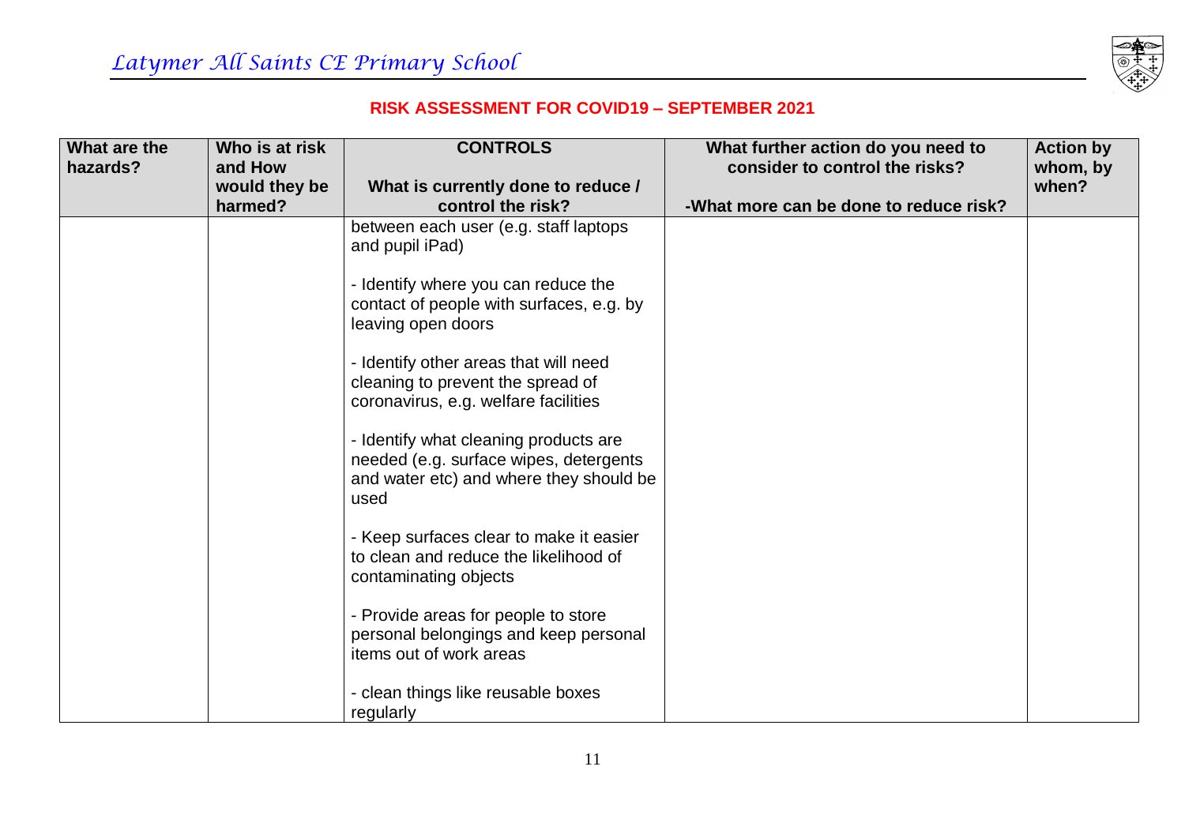**RISK ASSESSMENT FOR COVID19 – SEPTEMBER 2021**

| What are the hazards? | Who is at risk and How would they be harmed? | CONTROLS<br><br>What is currently done to reduce / control the risk? | What further action do you need to consider to control the risks?<br><br>-What more can be done to reduce risk? | Action by whom, by when? |
|---|---|---|---|---|
| | | between each user (e.g. staff laptops and pupil iPad)<br><br>- Identify where you can reduce the contact of people with surfaces, e.g. by leaving open doors<br><br>- Identify other areas that will need cleaning to prevent the spread of coronavirus, e.g. welfare facilities<br><br>- Identify what cleaning products are needed (e.g. surface wipes, detergents and water etc) and where they should be used<br><br>- Keep surfaces clear to make it easier to clean and reduce the likelihood of contaminating objects<br><br>- Provide areas for people to store personal belongings and keep personal items out of work areas<br><br>- clean things like reusable boxes regularly | | |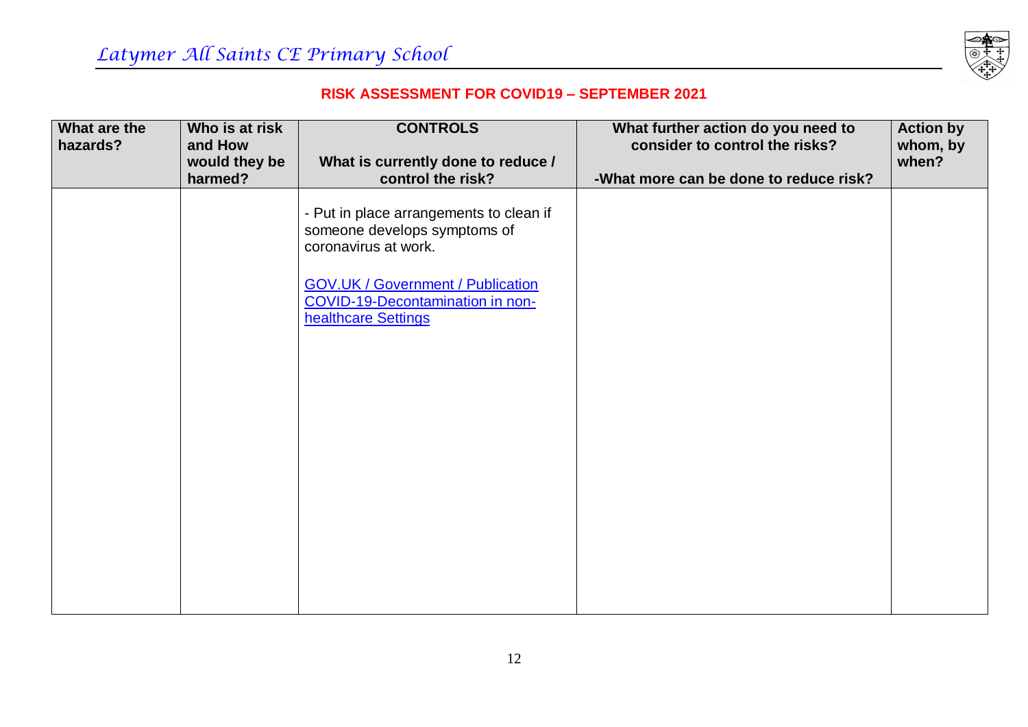**RISK ASSESSMENT FOR COVID19 – SEPTEMBER 2021**

| What are the hazards? | Who is at risk and How would they be harmed? | CONTROLS<br><br>What is currently done to reduce / control the risk? | What further action do you need to consider to control the risks?<br><br>-What more can be done to reduce risk? | Action by whom, by when? |
| --- | --- | --- | --- | --- |
| | | - Put in place arrangements to clean if someone develops symptoms of coronavirus at work.<br><br>[GOV.UK / Government / Publication COVID-19-Decontamination in non-healthcare Settings] | | |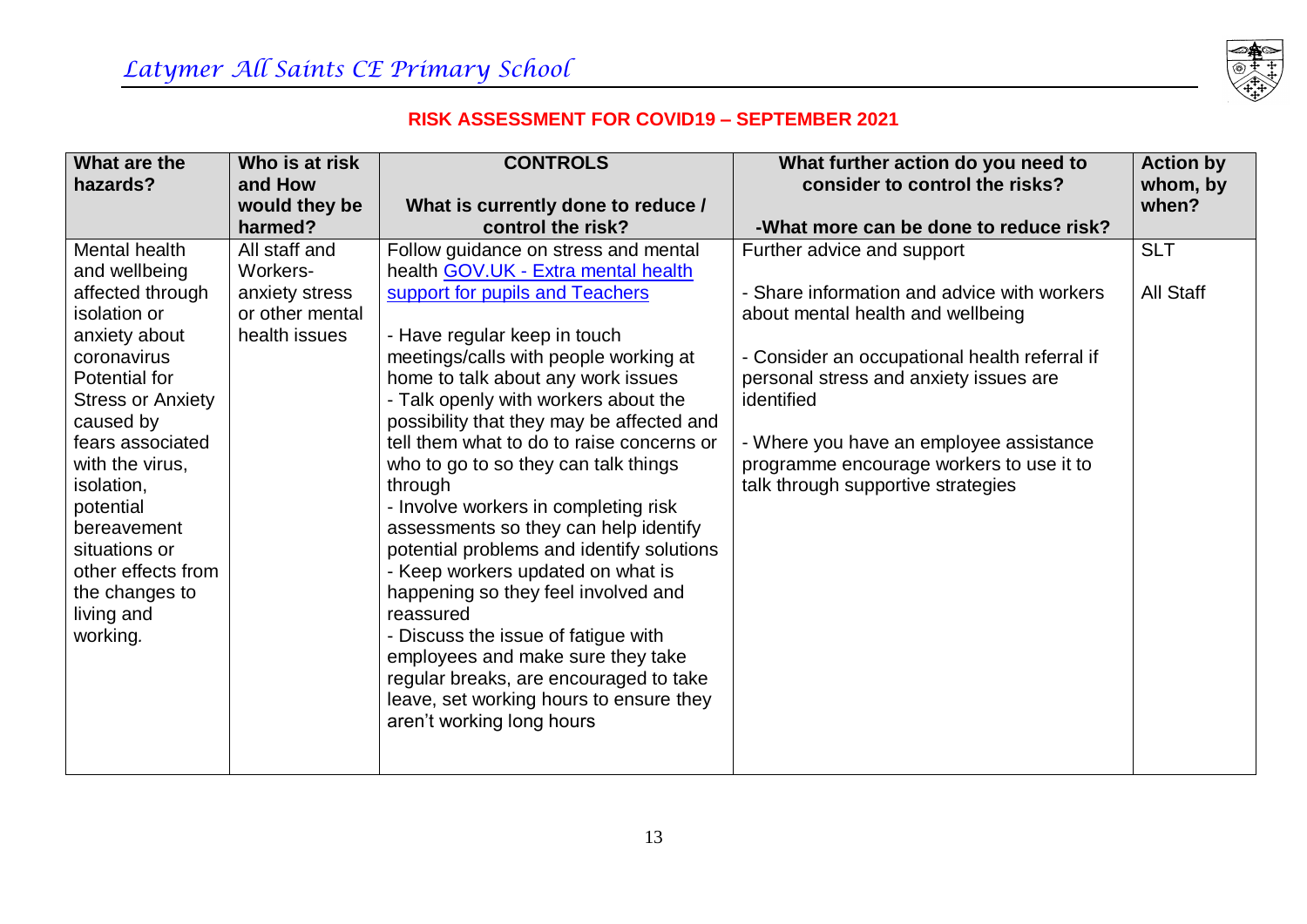## RISK ASSESSMENT FOR COVID19 – SEPTEMBER 2021

| What are the hazards? | Who is at risk and How would they be harmed? | CONTROLS<br><br>What is currently done to reduce / control the risk? | What further action do you need to consider to control the risks?<br><br>-What more can be done to reduce risk? | Action by whom, by when? |
|---|---|---|---|---|
| Mental health and wellbeing affected through isolation or anxiety about coronavirus Potential for Stress or Anxiety caused by fears associated with the virus, isolation, potential bereavement situations or other effects from the changes to living and working. | All staff and Workers- anxiety stress or other mental health issues | Follow guidance on stress and mental health [GOV.UK - Extra mental health support for pupils and Teachers]<br><br>- Have regular keep in touch meetings/calls with people working at home to talk about any work issues<br>- Talk openly with workers about the possibility that they may be affected and tell them what to do to raise concerns or who to go to so they can talk things through<br>- Involve workers in completing risk assessments so they can help identify potential problems and identify solutions<br>- Keep workers updated on what is happening so they feel involved and reassured<br>- Discuss the issue of fatigue with employees and make sure they take regular breaks, are encouraged to take leave, set working hours to ensure they aren't working long hours | Further advice and support<br><br>- Share information and advice with workers about mental health and wellbeing<br><br>- Consider an occupational health referral if personal stress and anxiety issues are identified<br><br>- Where you have an employee assistance programme encourage workers to use it to talk through supportive strategies | SLT<br><br>All Staff |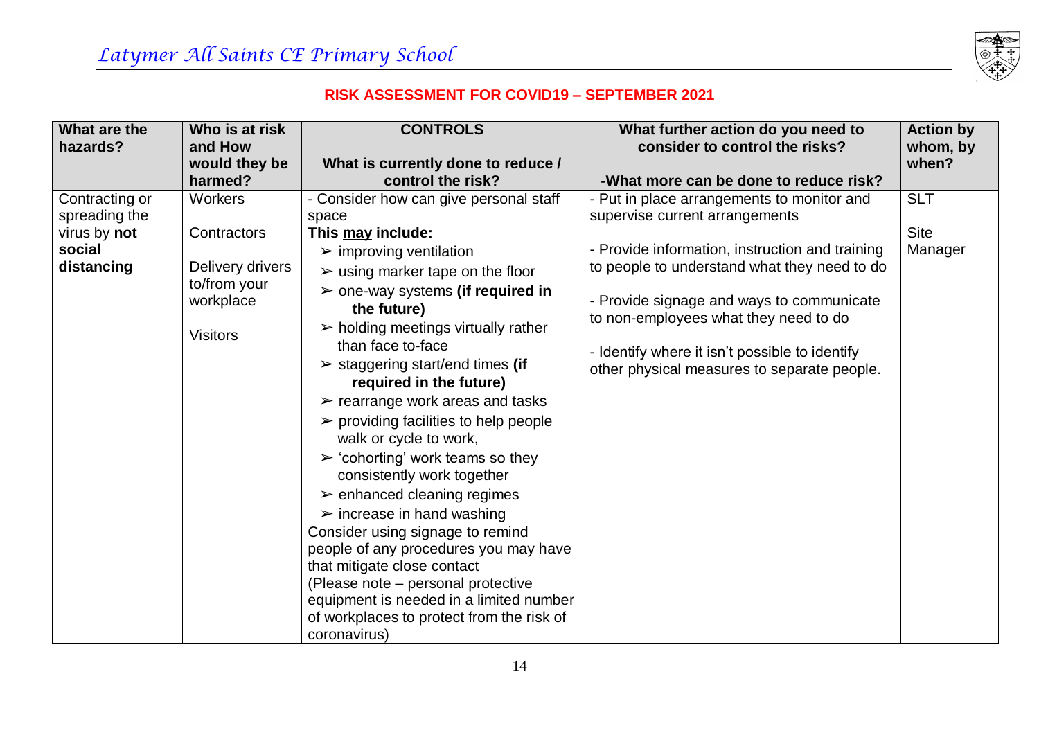## RISK ASSESSMENT FOR COVID19 – SEPTEMBER 2021

| What are the hazards? | Who is at risk and How would they be harmed? | CONTROLS<br><br>What is currently done to reduce / control the risk? | What further action do you need to consider to control the risks?<br><br>-What more can be done to reduce risk? | Action by whom, by when? |
|---|---|---|---|---|
| Contracting or spreading the virus by **not social distancing** | Workers<br><br>Contractors<br><br>Delivery drivers to/from your workplace<br><br>Visitors | - Consider how can give personal staff space<br>**This <u>may</u> include:**<br>➢ improving ventilation<br>➢ using marker tape on the floor<br>➢ one-way systems **(if required in the future)**<br>➢ holding meetings virtually rather than face to-face<br>➢ staggering start/end times **(if required in the future)**<br>➢ rearrange work areas and tasks<br>➢ providing facilities to help people walk or cycle to work,<br>➢ 'cohorting' work teams so they consistently work together<br>➢ enhanced cleaning regimes<br>➢ increase in hand washing<br>Consider using signage to remind people of any procedures you may have that mitigate close contact<br>(Please note – personal protective equipment is needed in a limited number of workplaces to protect from the risk of coronavirus) | - Put in place arrangements to monitor and supervise current arrangements<br><br>- Provide information, instruction and training to people to understand what they need to do<br><br>- Provide signage and ways to communicate to non-employees what they need to do<br><br>- Identify where it isn't possible to identify other physical measures to separate people. | SLT<br><br>Site Manager |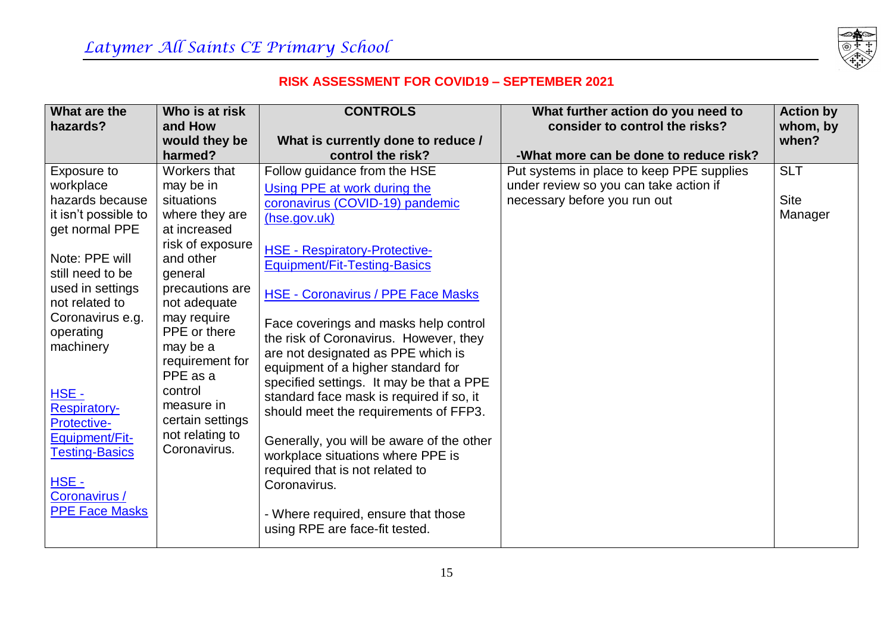**RISK ASSESSMENT FOR COVID19 – SEPTEMBER 2021**

| What are the hazards? | Who is at risk and How would they be harmed? | CONTROLS<br><br>What is currently done to reduce / control the risk? | What further action do you need to consider to control the risks?<br><br>-What more can be done to reduce risk? | Action by whom, by when? |
|---|---|---|---|---|
| Exposure to workplace hazards because it isn't possible to get normal PPE<br><br>Note: PPE will still need to be used in settings not related to Coronavirus e.g. operating machinery<br><br>HSE - Respiratory-Protective-Equipment/Fit-Testing-Basics<br><br>HSE - Coronavirus / PPE Face Masks | Workers that may be in situations where they are at increased risk of exposure and other general precautions are not adequate may require PPE or there may be a requirement for PPE as a control measure in certain settings not relating to Coronavirus. | Follow guidance from the HSE<br>Using PPE at work during the coronavirus (COVID-19) pandemic (hse.gov.uk)<br><br>HSE - Respiratory-Protective-Equipment/Fit-Testing-Basics<br><br>HSE - Coronavirus / PPE Face Masks<br><br>Face coverings and masks help control the risk of Coronavirus. However, they are not designated as PPE which is equipment of a higher standard for specified settings. It may be that a PPE standard face mask is required if so, it should meet the requirements of FFP3.<br><br>Generally, you will be aware of the other workplace situations where PPE is required that is not related to Coronavirus.<br><br>- Where required, ensure that those using RPE are face-fit tested. | Put systems in place to keep PPE supplies under review so you can take action if necessary before you run out | SLT<br><br>Site Manager |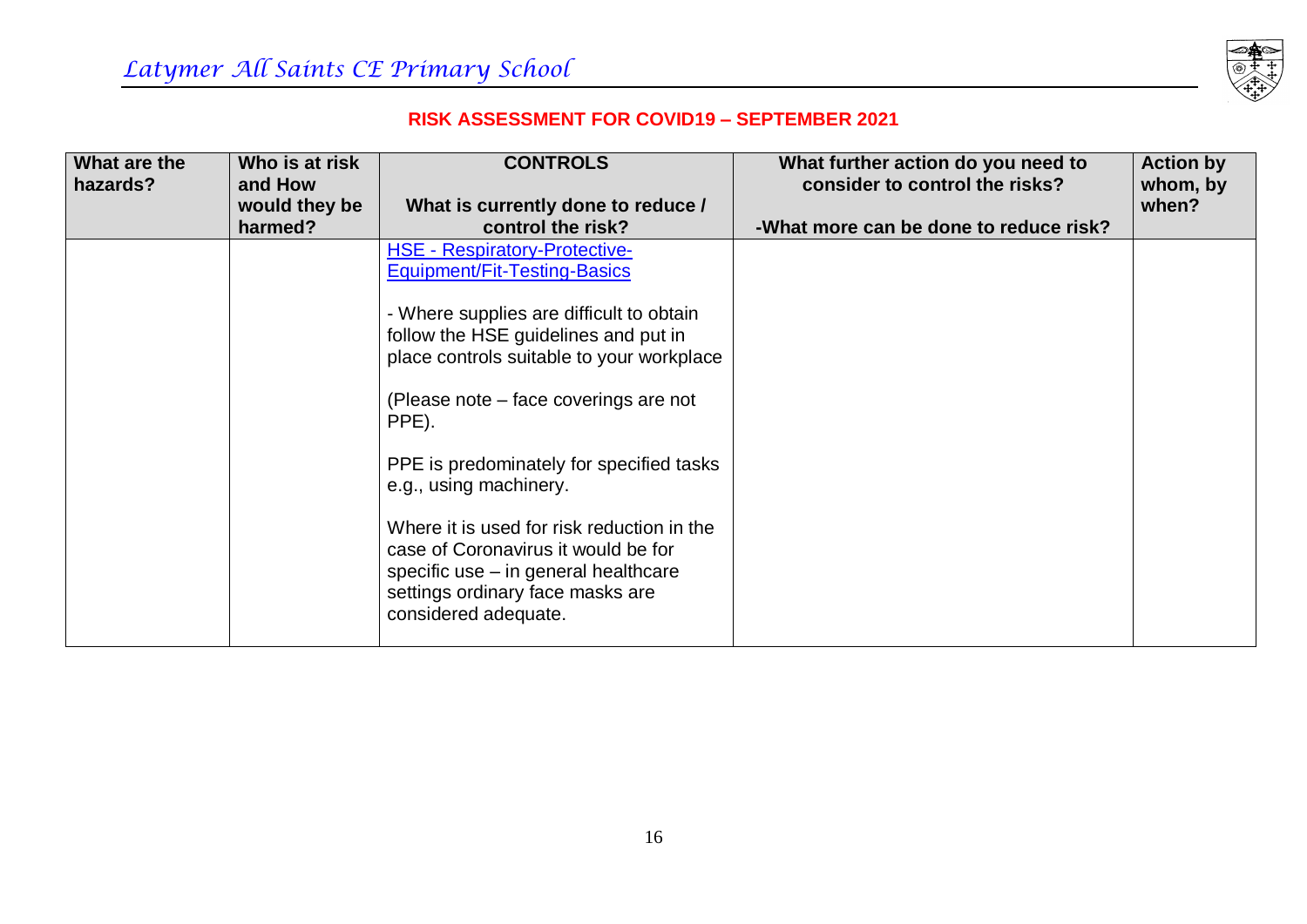**RISK ASSESSMENT FOR COVID19 – SEPTEMBER 2021**

| What are the hazards? | Who is at risk and How would they be harmed? | CONTROLS<br><br>What is currently done to reduce / control the risk? | What further action do you need to consider to control the risks?<br><br>-What more can be done to reduce risk? | Action by whom, by when? |
|---|---|---|---|---|
| | | HSE - Respiratory-Protective-Equipment/Fit-Testing-Basics<br><br>- Where supplies are difficult to obtain follow the HSE guidelines and put in place controls suitable to your workplace<br><br>(Please note – face coverings are not PPE).<br><br>PPE is predominately for specified tasks e.g., using machinery.<br><br>Where it is used for risk reduction in the case of Coronavirus it would be for specific use – in general healthcare settings ordinary face masks are considered adequate. | | |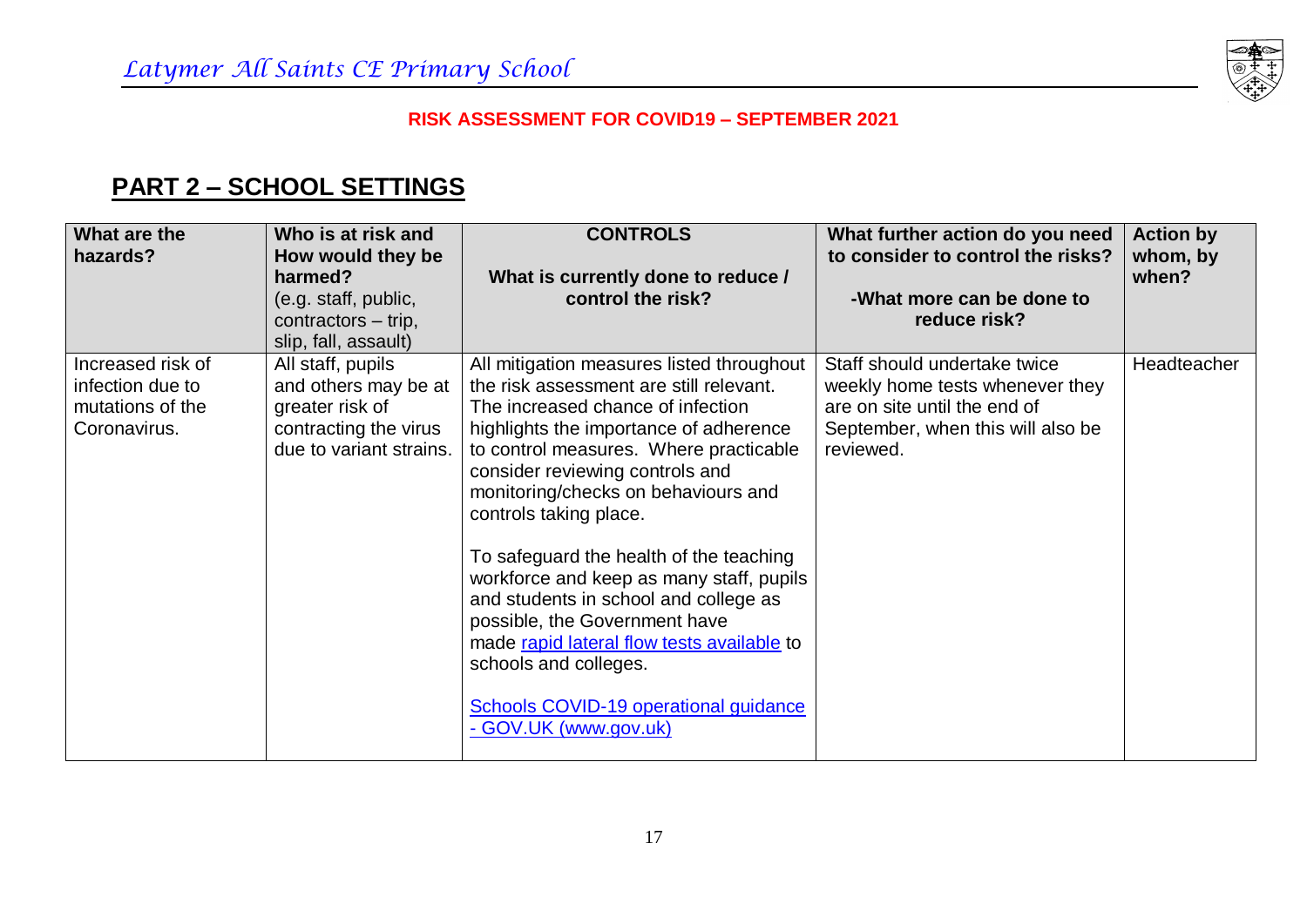## PART 2 – SCHOOL SETTINGS

| What are the hazards? | Who is at risk and How would they be harmed? (e.g. staff, public, contractors – trip, slip, fall, assault) | CONTROLS<br><br>What is currently done to reduce / control the risk? | What further action do you need to consider to control the risks?<br><br>-What more can be done to reduce risk? | Action by whom, by when? |
|---|---|---|---|---|
| Increased risk of infection due to mutations of the Coronavirus. | All staff, pupils and others may be at greater risk of contracting the virus due to variant strains. | All mitigation measures listed throughout the risk assessment are still relevant. The increased chance of infection highlights the importance of adherence to control measures. Where practicable consider reviewing controls and monitoring/checks on behaviours and controls taking place.<br><br>To safeguard the health of the teaching workforce and keep as many staff, pupils and students in school and college as possible, the Government have made rapid lateral flow tests available to schools and colleges.<br><br>Schools COVID-19 operational guidance - GOV.UK (www.gov.uk) | Staff should undertake twice weekly home tests whenever they are on site until the end of September, when this will also be reviewed. | Headteacher |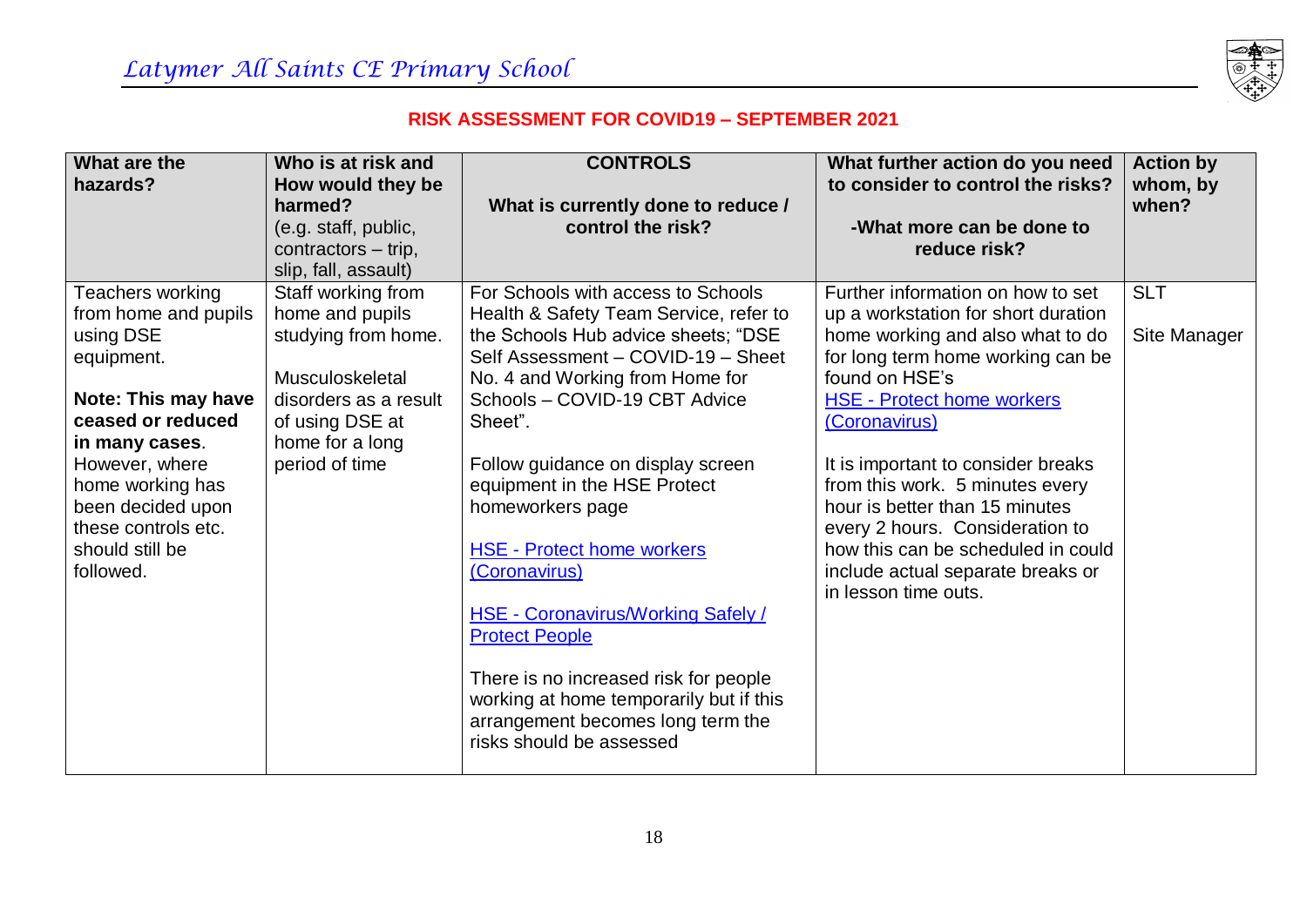**RISK ASSESSMENT FOR COVID19 – SEPTEMBER 2021**

| What are the hazards? | Who is at risk and How would they be harmed? (e.g. staff, public, contractors – trip, slip, fall, assault) | CONTROLS What is currently done to reduce / control the risk? | What further action do you need to consider to control the risks? -What more can be done to reduce risk? | Action by whom, by when? |
|---|---|---|---|---|
| Teachers working from home and pupils using DSE equipment.<br><br>**Note: This may have ceased or reduced in many cases**. However, where home working has been decided upon these controls etc. should still be followed. | Staff working from home and pupils studying from home.<br><br>Musculoskeletal disorders as a result of using DSE at home for a long period of time | For Schools with access to Schools Health & Safety Team Service, refer to the Schools Hub advice sheets; "DSE Self Assessment – COVID-19 – Sheet No. 4 and Working from Home for Schools – COVID-19 CBT Advice Sheet".<br><br>Follow guidance on display screen equipment in the HSE Protect homeworkers page<br><br>HSE - Protect home workers (Coronavirus)<br><br>HSE - Coronavirus/Working Safely / Protect People<br><br>There is no increased risk for people working at home temporarily but if this arrangement becomes long term the risks should be assessed | Further information on how to set up a workstation for short duration home working and also what to do for long term home working can be found on HSE's HSE - Protect home workers (Coronavirus)<br><br>It is important to consider breaks from this work. 5 minutes every hour is better than 15 minutes every 2 hours. Consideration to how this can be scheduled in could include actual separate breaks or in lesson time outs. | SLT<br><br>Site Manager |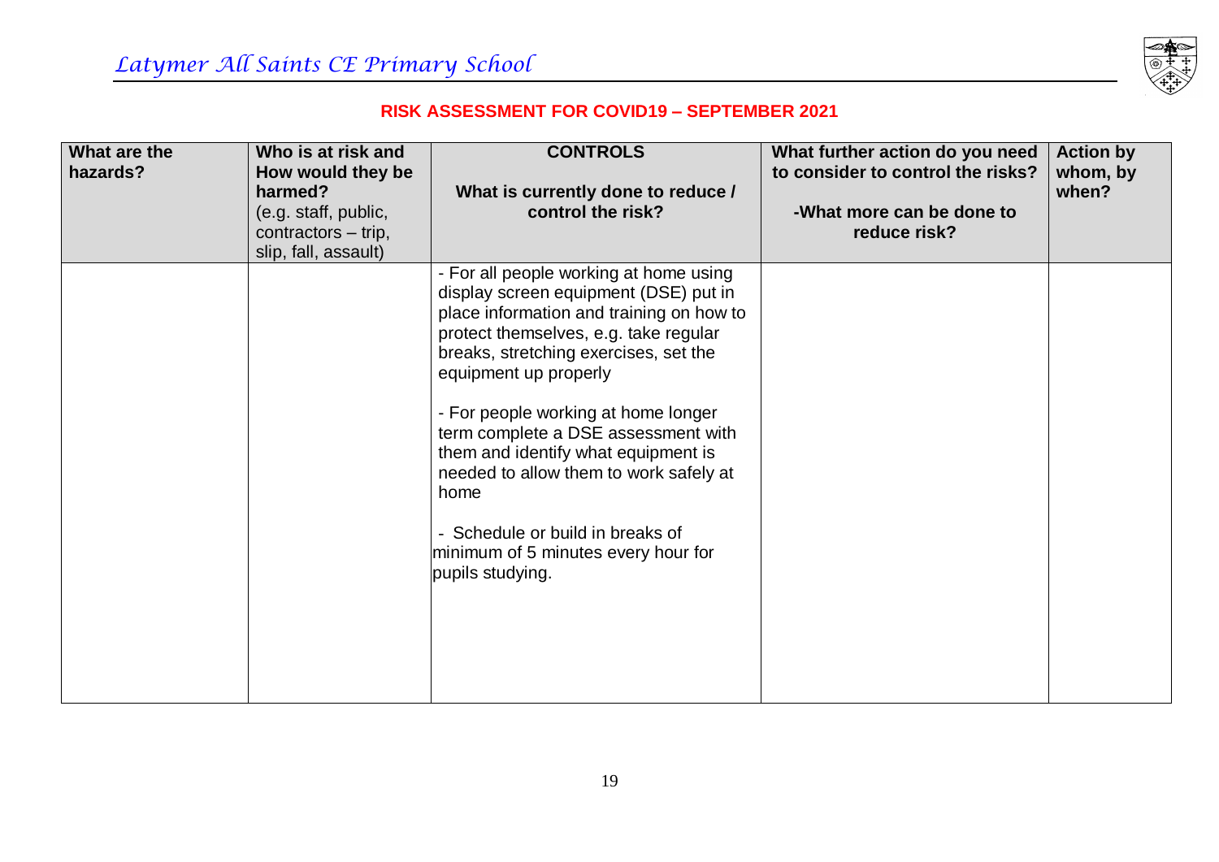**RISK ASSESSMENT FOR COVID19 – SEPTEMBER 2021**

| What are the hazards? | Who is at risk and How would they be harmed? (e.g. staff, public, contractors – trip, slip, fall, assault) | CONTROLS<br><br>What is currently done to reduce / control the risk? | What further action do you need to consider to control the risks?<br><br>-What more can be done to reduce risk? | Action by whom, by when? |
|---|---|---|---|---|
| | | - For all people working at home using display screen equipment (DSE) put in place information and training on how to protect themselves, e.g. take regular breaks, stretching exercises, set the equipment up properly<br><br>- For people working at home longer term complete a DSE assessment with them and identify what equipment is needed to allow them to work safely at home<br><br>- Schedule or build in breaks of minimum of 5 minutes every hour for pupils studying. | | |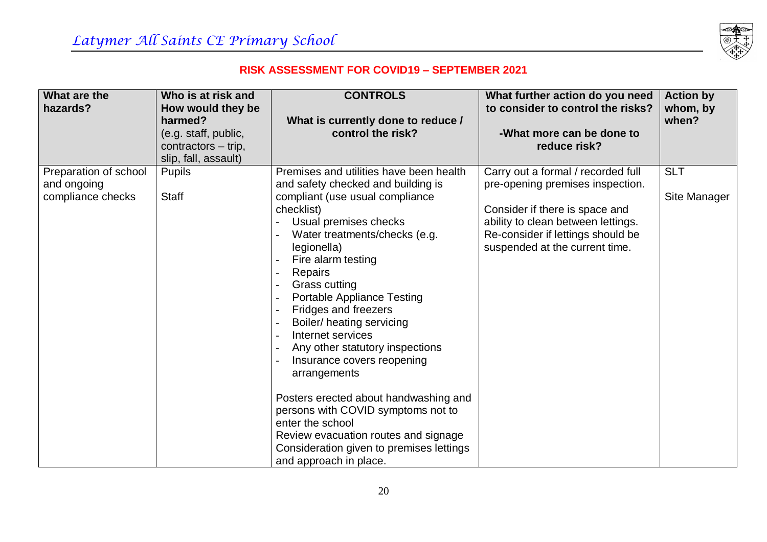## RISK ASSESSMENT FOR COVID19 – SEPTEMBER 2021

| What are the hazards? | Who is at risk and How would they be harmed? (e.g. staff, public, contractors – trip, slip, fall, assault) | CONTROLS<br>What is currently done to reduce / control the risk? | What further action do you need to consider to control the risks?<br>-What more can be done to reduce risk? | Action by whom, by when? |
|---|---|---|---|---|
| Preparation of school and ongoing compliance checks | Pupils<br><br>Staff | Premises and utilities have been health and safety checked and building is compliant (use usual compliance checklist)<br>- Usual premises checks<br>- Water treatments/checks (e.g. legionella)<br>- Fire alarm testing<br>- Repairs<br>- Grass cutting<br>- Portable Appliance Testing<br>- Fridges and freezers<br>- Boiler/ heating servicing<br>- Internet services<br>- Any other statutory inspections<br>- Insurance covers reopening arrangements<br><br>Posters erected about handwashing and persons with COVID symptoms not to enter the school<br>Review evacuation routes and signage<br>Consideration given to premises lettings and approach in place. | Carry out a formal / recorded full pre-opening premises inspection.<br><br>Consider if there is space and ability to clean between lettings. Re-consider if lettings should be suspended at the current time. | SLT<br><br>Site Manager |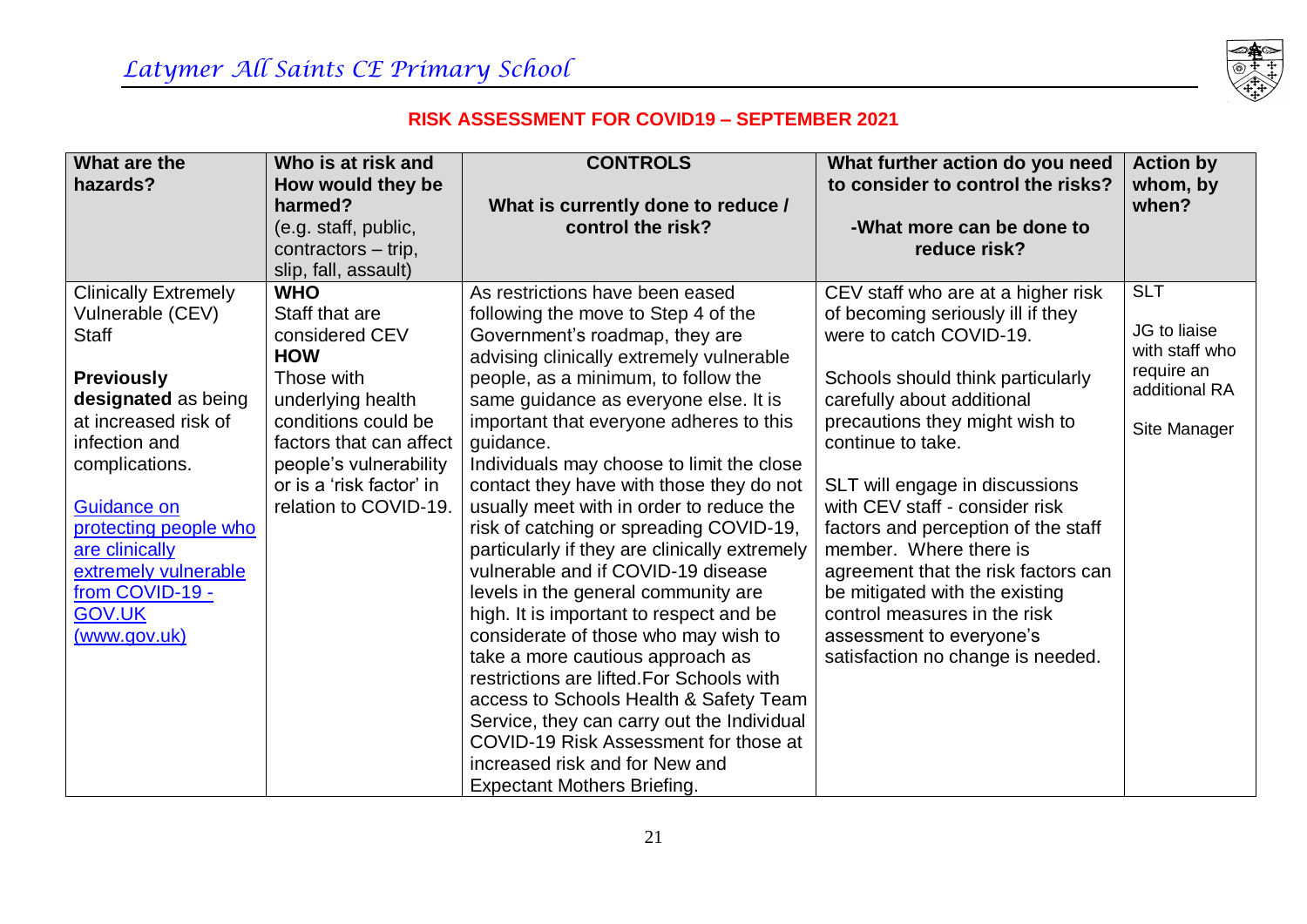**RISK ASSESSMENT FOR COVID19 – SEPTEMBER 2021**

| What are the hazards? | Who is at risk and How would they be harmed? (e.g. staff, public, contractors – trip, slip, fall, assault) | CONTROLS What is currently done to reduce / control the risk? | What further action do you need to consider to control the risks? -What more can be done to reduce risk? | Action by whom, by when? |
|---|---|---|---|---|
| Clinically Extremely Vulnerable (CEV) Staff<br><br>**Previously designated** as being at increased risk of infection and complications.<br><br>[Guidance on protecting people who are clinically extremely vulnerable from COVID-19 - GOV.UK (www.gov.uk)](http://www.gov.uk) | **WHO**<br>Staff that are considered CEV<br>**HOW**<br>Those with underlying health conditions could be factors that can affect people's vulnerability or is a 'risk factor' in relation to COVID-19. | As restrictions have been eased following the move to Step 4 of the Government's roadmap, they are advising clinically extremely vulnerable people, as a minimum, to follow the same guidance as everyone else. It is important that everyone adheres to this guidance.<br>Individuals may choose to limit the close contact they have with those they do not usually meet with in order to reduce the risk of catching or spreading COVID-19, particularly if they are clinically extremely vulnerable and if COVID-19 disease levels in the general community are high. It is important to respect and be considerate of those who may wish to take a more cautious approach as restrictions are lifted.For Schools with access to Schools Health & Safety Team Service, they can carry out the Individual COVID-19 Risk Assessment for those at increased risk and for New and Expectant Mothers Briefing. | CEV staff who are at a higher risk of becoming seriously ill if they were to catch COVID-19.<br><br>Schools should think particularly carefully about additional precautions they might wish to continue to take.<br><br>SLT will engage in discussions with CEV staff - consider risk factors and perception of the staff member. Where there is agreement that the risk factors can be mitigated with the existing control measures in the risk assessment to everyone's satisfaction no change is needed. | SLT<br><br>JG to liaise with staff who require an additional RA<br><br>Site Manager |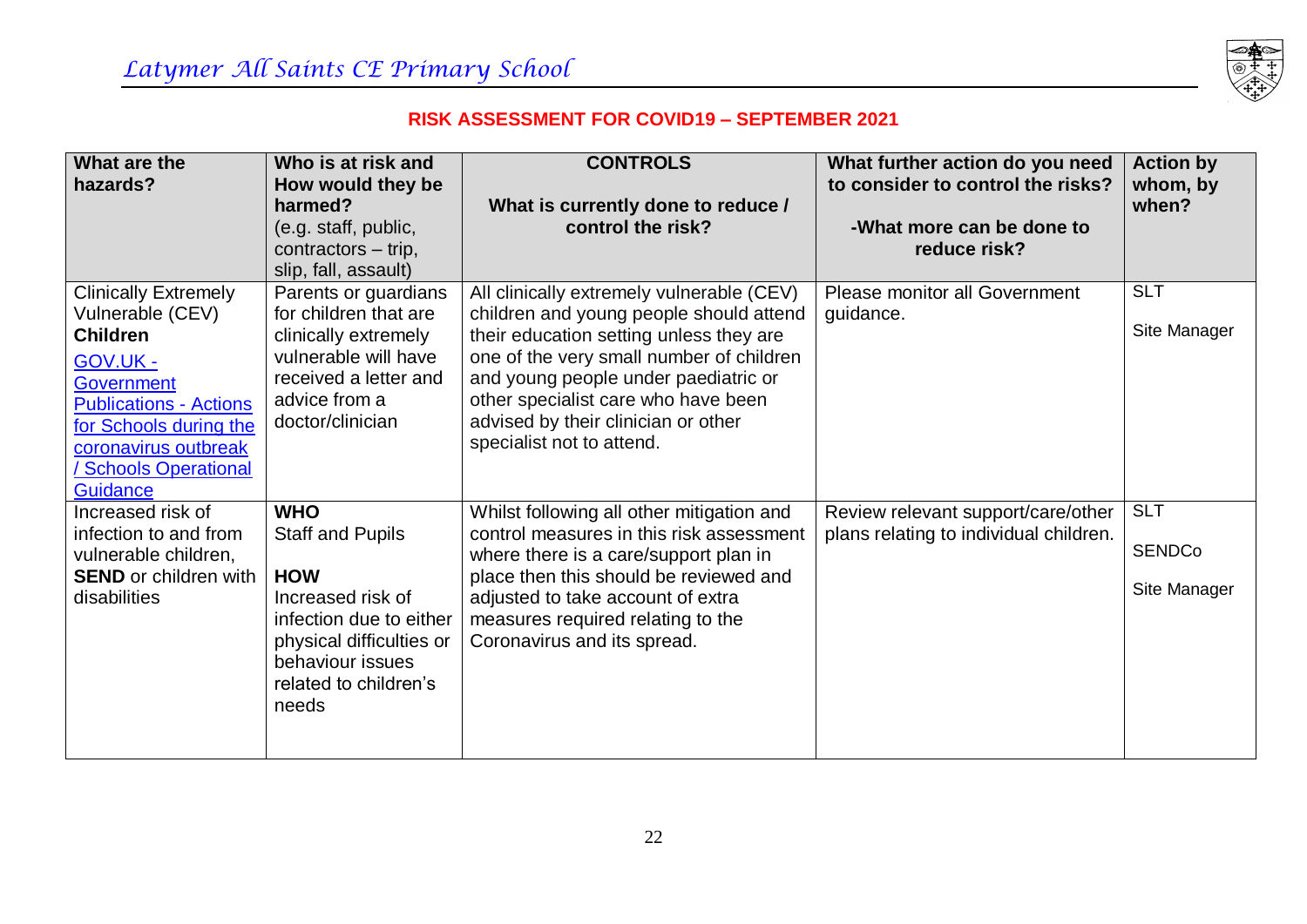## RISK ASSESSMENT FOR COVID19 – SEPTEMBER 2021

| What are the hazards? | Who is at risk and How would they be harmed? (e.g. staff, public, contractors – trip, slip, fall, assault) | CONTROLS<br><br>What is currently done to reduce / control the risk? | What further action do you need to consider to control the risks?<br><br>-What more can be done to reduce risk? | Action by whom, by when? |
|---|---|---|---|---|
| Clinically Extremely Vulnerable (CEV) **Children**<br>[GOV.UK - Government Publications - Actions for Schools during the coronavirus outbreak / Schools Operational Guidance]() | Parents or guardians for children that are clinically extremely vulnerable will have received a letter and advice from a doctor/clinician | All clinically extremely vulnerable (CEV) children and young people should attend their education setting unless they are one of the very small number of children and young people under paediatric or other specialist care who have been advised by their clinician or other specialist not to attend. | Please monitor all Government guidance. | SLT<br><br>Site Manager |
| Increased risk of infection to and from vulnerable children, **SEND** or children with disabilities | **WHO**<br>Staff and Pupils<br><br>**HOW**<br>Increased risk of infection due to either physical difficulties or behaviour issues related to children's needs | Whilst following all other mitigation and control measures in this risk assessment where there is a care/support plan in place then this should be reviewed and adjusted to take account of extra measures required relating to the Coronavirus and its spread. | Review relevant support/care/other plans relating to individual children. | SLT<br><br>SENDCo<br><br>Site Manager |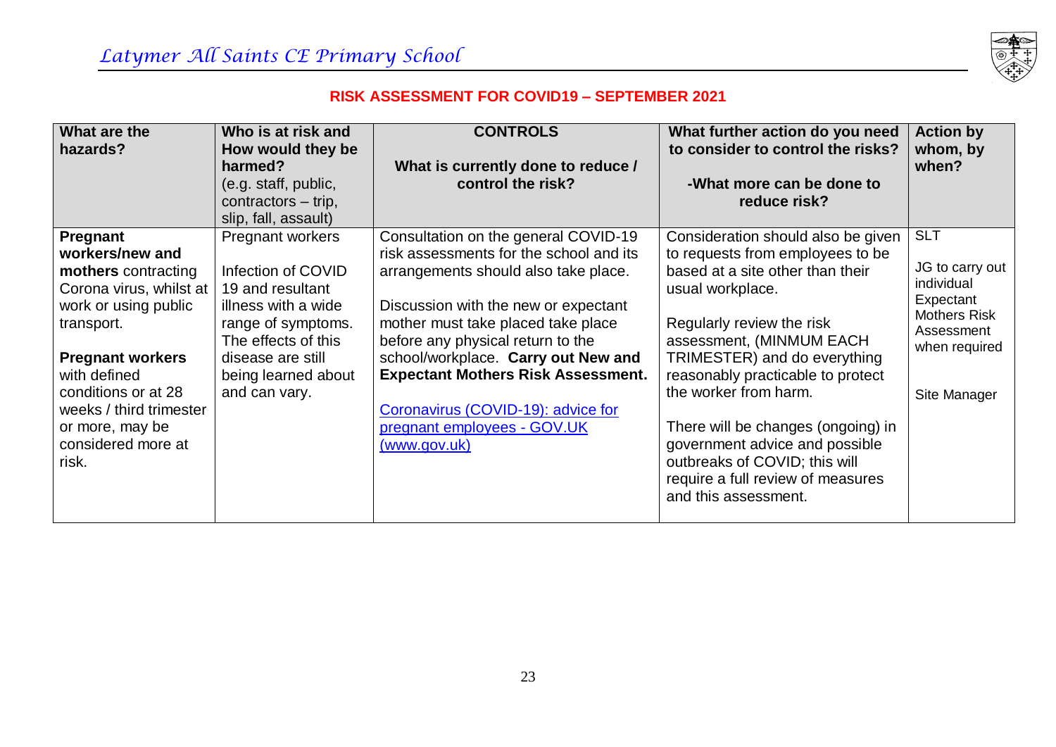**RISK ASSESSMENT FOR COVID19 – SEPTEMBER 2021**

| What are the hazards? | Who is at risk and How would they be harmed? (e.g. staff, public, contractors – trip, slip, fall, assault) | CONTROLS What is currently done to reduce / control the risk? | What further action do you need to consider to control the risks? -What more can be done to reduce risk? | Action by whom, by when? |
|---|---|---|---|---|
| **Pregnant workers/new and mothers** contracting Corona virus, whilst at work or using public transport.<br><br>**Pregnant workers** with defined conditions or at 28 weeks / third trimester or more, may be considered more at risk. | Pregnant workers<br><br>Infection of COVID 19 and resultant illness with a wide range of symptoms. The effects of this disease are still being learned about and can vary. | Consultation on the general COVID-19 risk assessments for the school and its arrangements should also take place.<br><br>Discussion with the new or expectant mother must take placed take place before any physical return to the school/workplace. **Carry out New and Expectant Mothers Risk Assessment.**<br><br>[Coronavirus (COVID-19): advice for pregnant employees - GOV.UK (www.gov.uk)] | Consideration should also be given to requests from employees to be based at a site other than their usual workplace.<br><br>Regularly review the risk assessment, (MINMUM EACH TRIMESTER) and do everything reasonably practicable to protect the worker from harm.<br><br>There will be changes (ongoing) in government advice and possible outbreaks of COVID; this will require a full review of measures and this assessment. | SLT<br><br>JG to carry out individual Expectant Mothers Risk Assessment when required<br><br>Site Manager |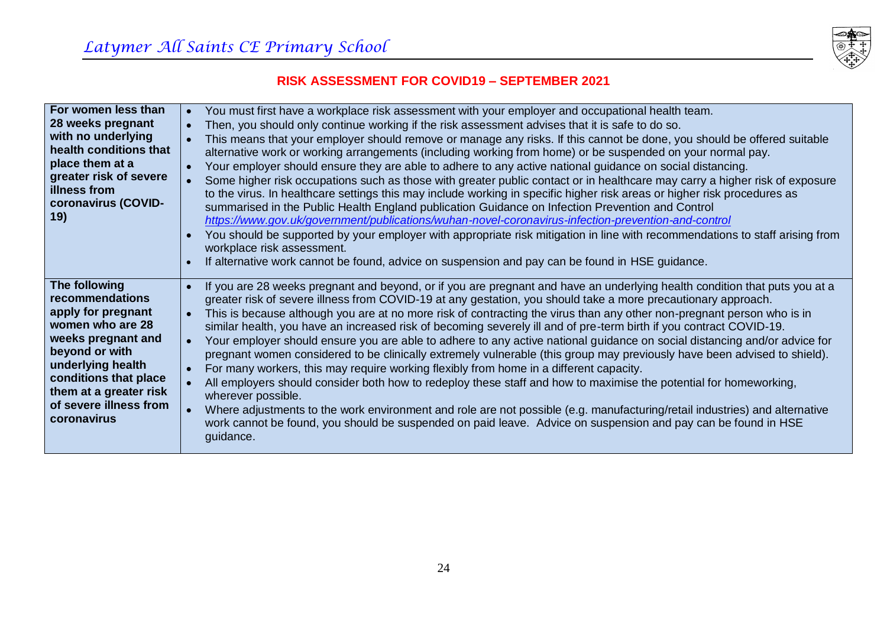**RISK ASSESSMENT FOR COVID19 – SEPTEMBER 2021**

| | |
|---|---|
| **For women less than 28 weeks pregnant with no underlying health conditions that place them at a greater risk of severe illness from coronavirus (COVID-19)** | • You must first have a workplace risk assessment with your employer and occupational health team.<br>• Then, you should only continue working if the risk assessment advises that it is safe to do so.<br>• This means that your employer should remove or manage any risks. If this cannot be done, you should be offered suitable alternative work or working arrangements (including working from home) or be suspended on your normal pay.<br>• Your employer should ensure they are able to adhere to any active national guidance on social distancing.<br>• Some higher risk occupations such as those with greater public contact or in healthcare may carry a higher risk of exposure to the virus. In healthcare settings this may include working in specific higher risk areas or higher risk procedures as summarised in the Public Health England publication Guidance on Infection Prevention and Control *https://www.gov.uk/government/publications/wuhan-novel-coronavirus-infection-prevention-and-control*<br>• You should be supported by your employer with appropriate risk mitigation in line with recommendations to staff arising from workplace risk assessment.<br>• If alternative work cannot be found, advice on suspension and pay can be found in HSE guidance. |
| **The following recommendations apply for pregnant women who are 28 weeks pregnant and beyond or with underlying health conditions that place them at a greater risk of severe illness from coronavirus** | • If you are 28 weeks pregnant and beyond, or if you are pregnant and have an underlying health condition that puts you at a greater risk of severe illness from COVID-19 at any gestation, you should take a more precautionary approach.<br>• This is because although you are at no more risk of contracting the virus than any other non-pregnant person who is in similar health, you have an increased risk of becoming severely ill and of pre-term birth if you contract COVID-19.<br>• Your employer should ensure you are able to adhere to any active national guidance on social distancing and/or advice for pregnant women considered to be clinically extremely vulnerable (this group may previously have been advised to shield).<br>• For many workers, this may require working flexibly from home in a different capacity.<br>• All employers should consider both how to redeploy these staff and how to maximise the potential for homeworking, wherever possible.<br>• Where adjustments to the work environment and role are not possible (e.g. manufacturing/retail industries) and alternative work cannot be found, you should be suspended on paid leave. Advice on suspension and pay can be found in HSE guidance. |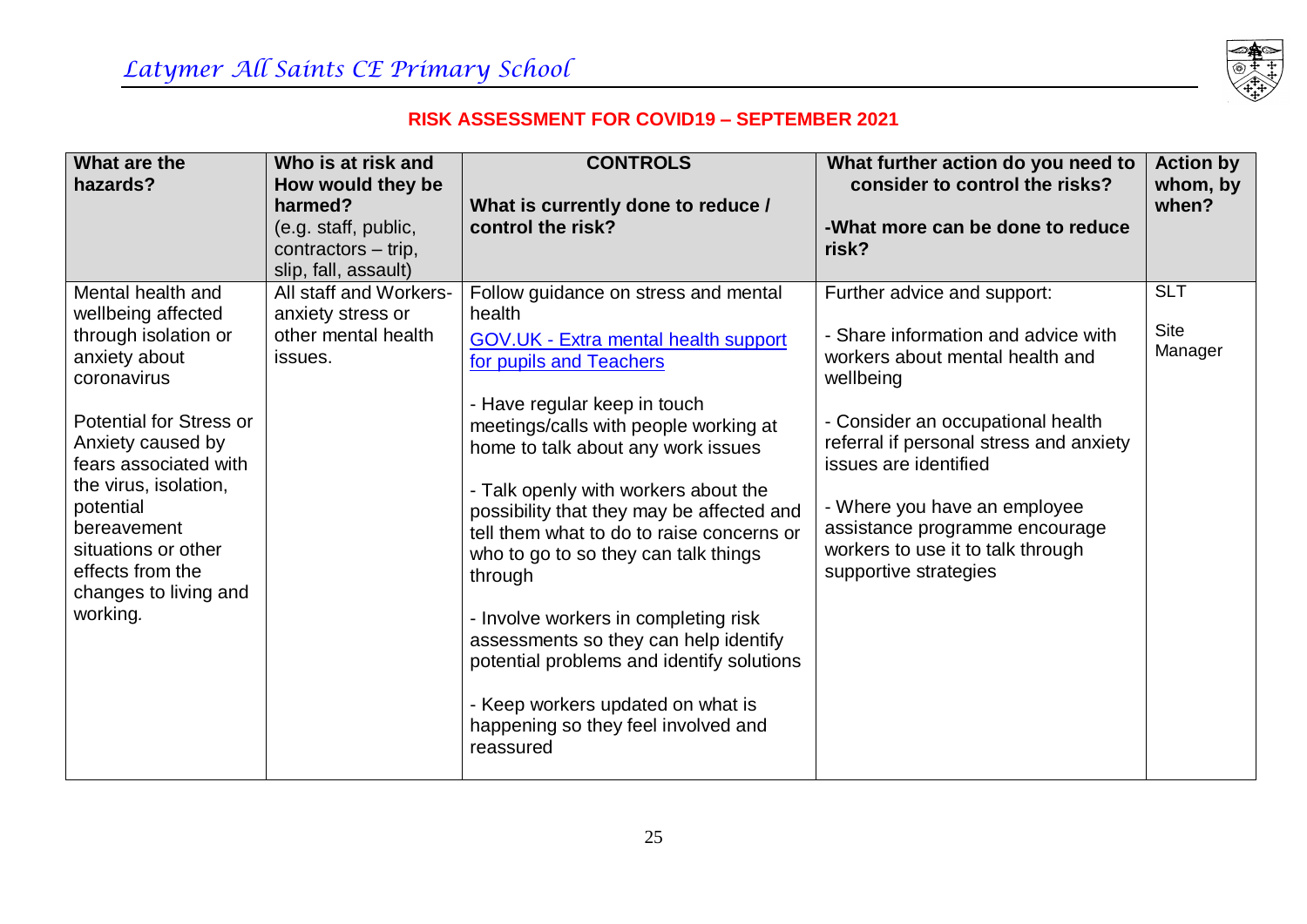## RISK ASSESSMENT FOR COVID19 – SEPTEMBER 2021

| What are the hazards? | Who is at risk and How would they be harmed? (e.g. staff, public, contractors – trip, slip, fall, assault) | CONTROLS What is currently done to reduce / control the risk? | What further action do you need to consider to control the risks? -What more can be done to reduce risk? | Action by whom, by when? |
|---|---|---|---|---|
| Mental health and wellbeing affected through isolation or anxiety about coronavirus<br><br>Potential for Stress or Anxiety caused by fears associated with the virus, isolation, potential bereavement situations or other effects from the changes to living and working. | All staff and Workers- anxiety stress or other mental health issues. | Follow guidance on stress and mental health<br>GOV.UK - Extra mental health support for pupils and Teachers<br><br>- Have regular keep in touch meetings/calls with people working at home to talk about any work issues<br><br>- Talk openly with workers about the possibility that they may be affected and tell them what to do to raise concerns or who to go to so they can talk things through<br><br>- Involve workers in completing risk assessments so they can help identify potential problems and identify solutions<br><br>- Keep workers updated on what is happening so they feel involved and reassured | Further advice and support:<br><br>- Share information and advice with workers about mental health and wellbeing<br><br>- Consider an occupational health referral if personal stress and anxiety issues are identified<br><br>- Where you have an employee assistance programme encourage workers to use it to talk through supportive strategies | SLT<br><br>Site Manager |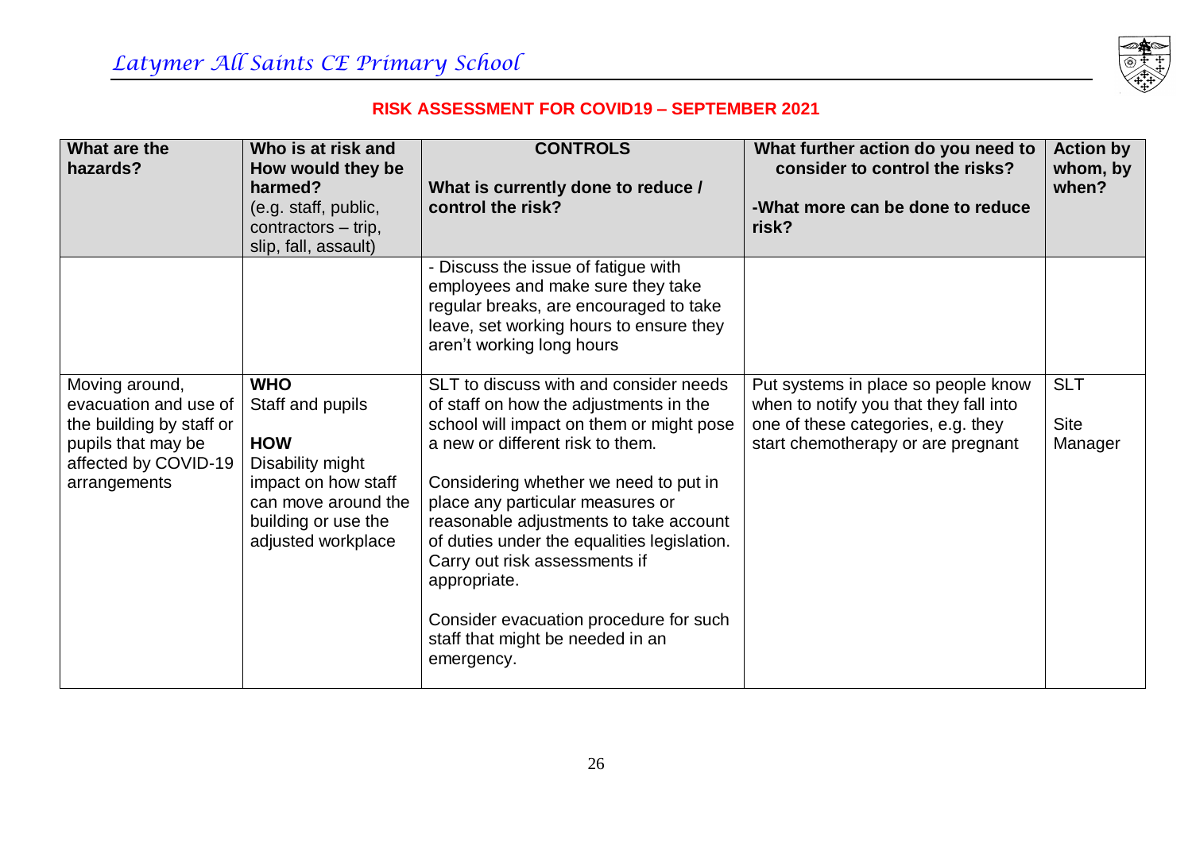**RISK ASSESSMENT FOR COVID19 – SEPTEMBER 2021**

| What are the hazards? | Who is at risk and How would they be harmed? (e.g. staff, public, contractors – trip, slip, fall, assault) | CONTROLS<br><br>What is currently done to reduce / control the risk? | What further action do you need to consider to control the risks?<br><br>-What more can be done to reduce risk? | Action by whom, by when? |
|---|---|---|---|---|
| | | - Discuss the issue of fatigue with employees and make sure they take regular breaks, are encouraged to take leave, set working hours to ensure they aren't working long hours | | |
| Moving around, evacuation and use of the building by staff or pupils that may be affected by COVID-19 arrangements | **WHO**<br>Staff and pupils<br><br>**HOW**<br>Disability might impact on how staff can move around the building or use the adjusted workplace | SLT to discuss with and consider needs of staff on how the adjustments in the school will impact on them or might pose a new or different risk to them.<br><br>Considering whether we need to put in place any particular measures or reasonable adjustments to take account of duties under the equalities legislation. Carry out risk assessments if appropriate.<br><br>Consider evacuation procedure for such staff that might be needed in an emergency. | Put systems in place so people know when to notify you that they fall into one of these categories, e.g. they start chemotherapy or are pregnant | SLT<br><br>Site Manager |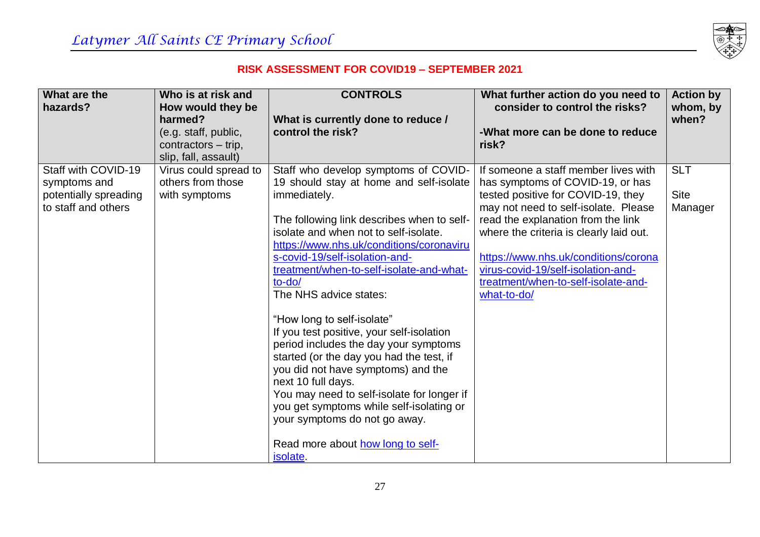## RISK ASSESSMENT FOR COVID19 – SEPTEMBER 2021

| What are the hazards? | Who is at risk and How would they be harmed? (e.g. staff, public, contractors – trip, slip, fall, assault) | CONTROLS<br><br>What is currently done to reduce / control the risk? | What further action do you need to consider to control the risks?<br><br>-What more can be done to reduce risk? | Action by whom, by when? |
|---|---|---|---|---|
| Staff with COVID-19 symptoms and potentially spreading to staff and others | Virus could spread to others from those with symptoms | Staff who develop symptoms of COVID-19 should stay at home and self-isolate immediately.<br><br>The following link describes when to self-isolate and when not to self-isolate. https://www.nhs.uk/conditions/coronavirus-covid-19/self-isolation-and-treatment/when-to-self-isolate-and-what-to-do/<br>The NHS advice states:<br><br>"How long to self-isolate"<br>If you test positive, your self-isolation period includes the day your symptoms started (or the day you had the test, if you did not have symptoms) and the next 10 full days.<br>You may need to self-isolate for longer if you get symptoms while self-isolating or your symptoms do not go away.<br><br>Read more about how long to self-isolate. | If someone a staff member lives with has symptoms of COVID-19, or has tested positive for COVID-19, they may not need to self-isolate. Please read the explanation from the link where the criteria is clearly laid out.<br><br>https://www.nhs.uk/conditions/coronavirus-covid-19/self-isolation-and-treatment/when-to-self-isolate-and-what-to-do/ | SLT<br><br>Site Manager |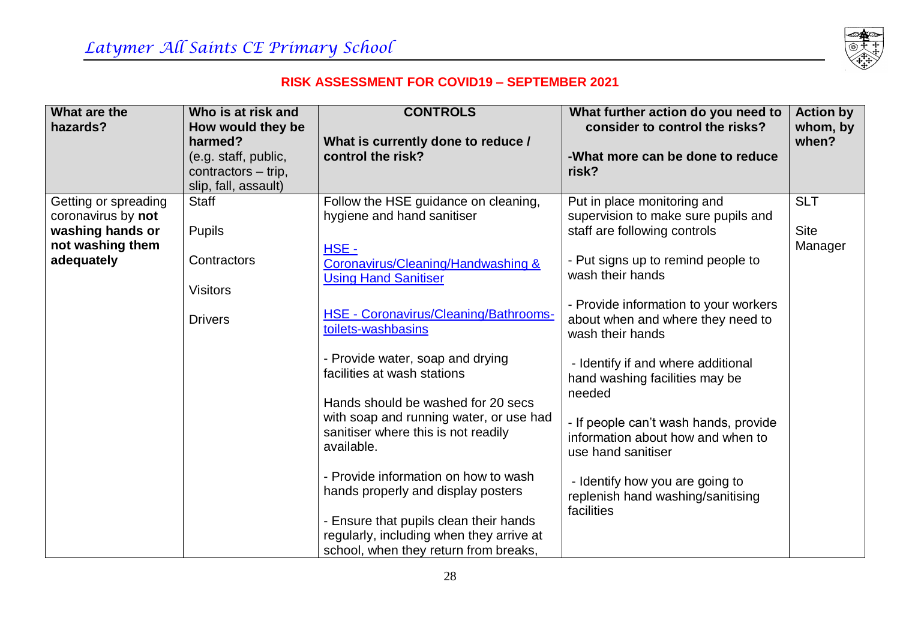**RISK ASSESSMENT FOR COVID19 – SEPTEMBER 2021**

| What are the hazards? | Who is at risk and How would they be harmed? (e.g. staff, public, contractors – trip, slip, fall, assault) | CONTROLS<br><br>What is currently done to reduce / control the risk? | What further action do you need to consider to control the risks?<br><br>-What more can be done to reduce risk? | Action by whom, by when? |
|---|---|---|---|---|
| Getting or spreading coronavirus by **not washing hands or not washing them adequately** | Staff<br><br>Pupils<br><br>Contractors<br><br>Visitors<br><br>Drivers | Follow the HSE guidance on cleaning, hygiene and hand sanitiser<br><br>HSE - Coronavirus/Cleaning/Handwashing & Using Hand Sanitiser<br><br>HSE - Coronavirus/Cleaning/Bathrooms-toilets-washbasins<br><br>- Provide water, soap and drying facilities at wash stations<br><br>Hands should be washed for 20 secs with soap and running water, or use had sanitiser where this is not readily available.<br><br>- Provide information on how to wash hands properly and display posters<br><br>- Ensure that pupils clean their hands regularly, including when they arrive at school, when they return from breaks, | Put in place monitoring and supervision to make sure pupils and staff are following controls<br><br>- Put signs up to remind people to wash their hands<br><br>- Provide information to your workers about when and where they need to wash their hands<br><br>- Identify if and where additional hand washing facilities may be needed<br><br>- If people can't wash hands, provide information about how and when to use hand sanitiser<br><br>- Identify how you are going to replenish hand washing/sanitising facilities | SLT<br><br>Site Manager |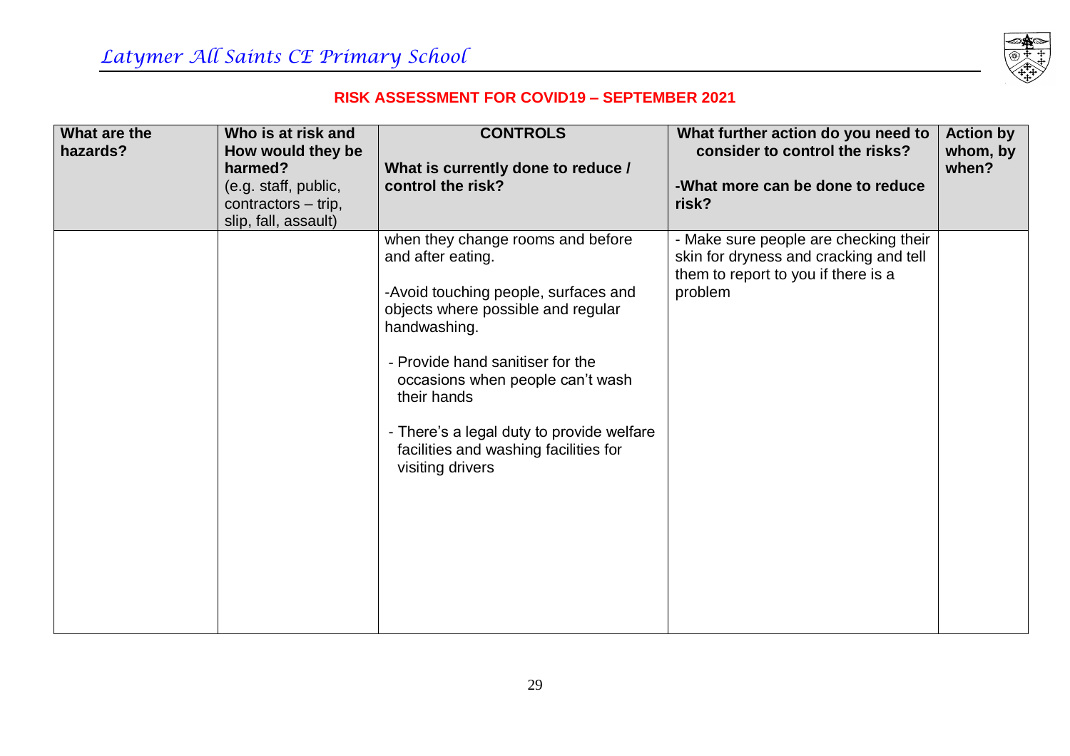## RISK ASSESSMENT FOR COVID19 – SEPTEMBER 2021

| What are the hazards? | Who is at risk and How would they be harmed? (e.g. staff, public, contractors – trip, slip, fall, assault) | CONTROLS<br><br>What is currently done to reduce / control the risk? | What further action do you need to consider to control the risks?<br><br>-What more can be done to reduce risk? | Action by whom, by when? |
|---|---|---|---|---|
| | | when they change rooms and before and after eating.<br><br>-Avoid touching people, surfaces and objects where possible and regular handwashing.<br><br>- Provide hand sanitiser for the occasions when people can't wash their hands<br><br>- There's a legal duty to provide welfare facilities and washing facilities for visiting drivers | - Make sure people are checking their skin for dryness and cracking and tell them to report to you if there is a problem | |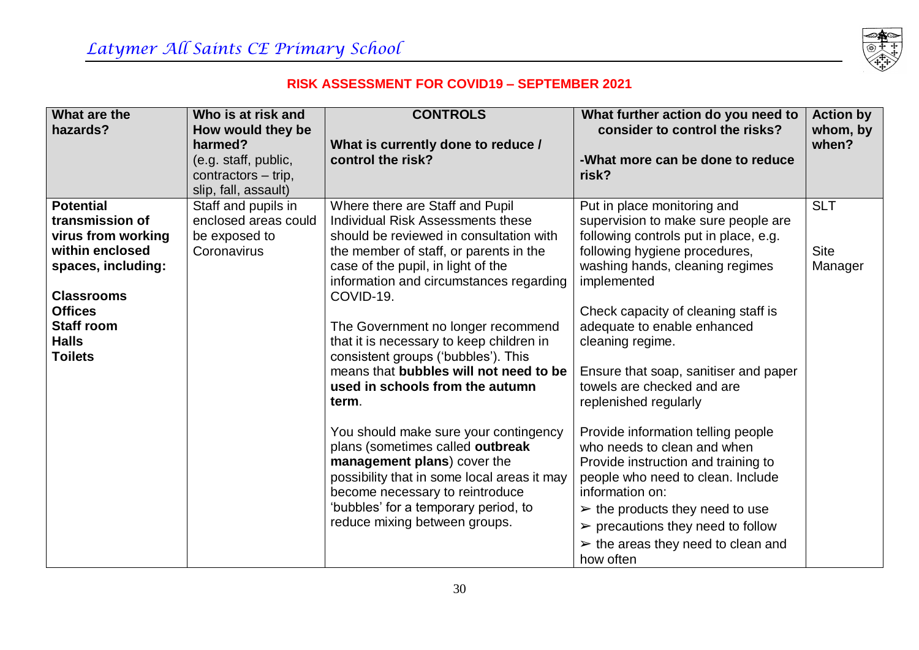**RISK ASSESSMENT FOR COVID19 – SEPTEMBER 2021**

| What are the hazards? | Who is at risk and How would they be harmed? (e.g. staff, public, contractors – trip, slip, fall, assault) | CONTROLS<br><br>What is currently done to reduce / control the risk? | What further action do you need to consider to control the risks?<br><br>-What more can be done to reduce risk? | Action by whom, by when? |
|---|---|---|---|---|
| **Potential transmission of virus from working within enclosed spaces, including:**<br><br>**Classrooms**<br>**Offices**<br>**Staff room**<br>**Halls**<br>**Toilets** | Staff and pupils in enclosed areas could be exposed to Coronavirus | Where there are Staff and Pupil Individual Risk Assessments these should be reviewed in consultation with the member of staff, or parents in the case of the pupil, in light of the information and circumstances regarding COVID-19.<br><br>The Government no longer recommend that it is necessary to keep children in consistent groups ('bubbles'). This means that **bubbles will not need to be used in schools from the autumn term**.<br><br>You should make sure your contingency plans (sometimes called **outbreak management plans**) cover the possibility that in some local areas it may become necessary to reintroduce 'bubbles' for a temporary period, to reduce mixing between groups. | Put in place monitoring and supervision to make sure people are following controls put in place, e.g. following hygiene procedures, washing hands, cleaning regimes implemented<br><br>Check capacity of cleaning staff is adequate to enable enhanced cleaning regime.<br><br>Ensure that soap, sanitiser and paper towels are checked and are replenished regularly<br><br>Provide information telling people who needs to clean and when<br>Provide instruction and training to people who need to clean. Include information on:<br>➢ the products they need to use<br>➢ precautions they need to follow<br>➢ the areas they need to clean and how often | SLT<br><br>Site Manager |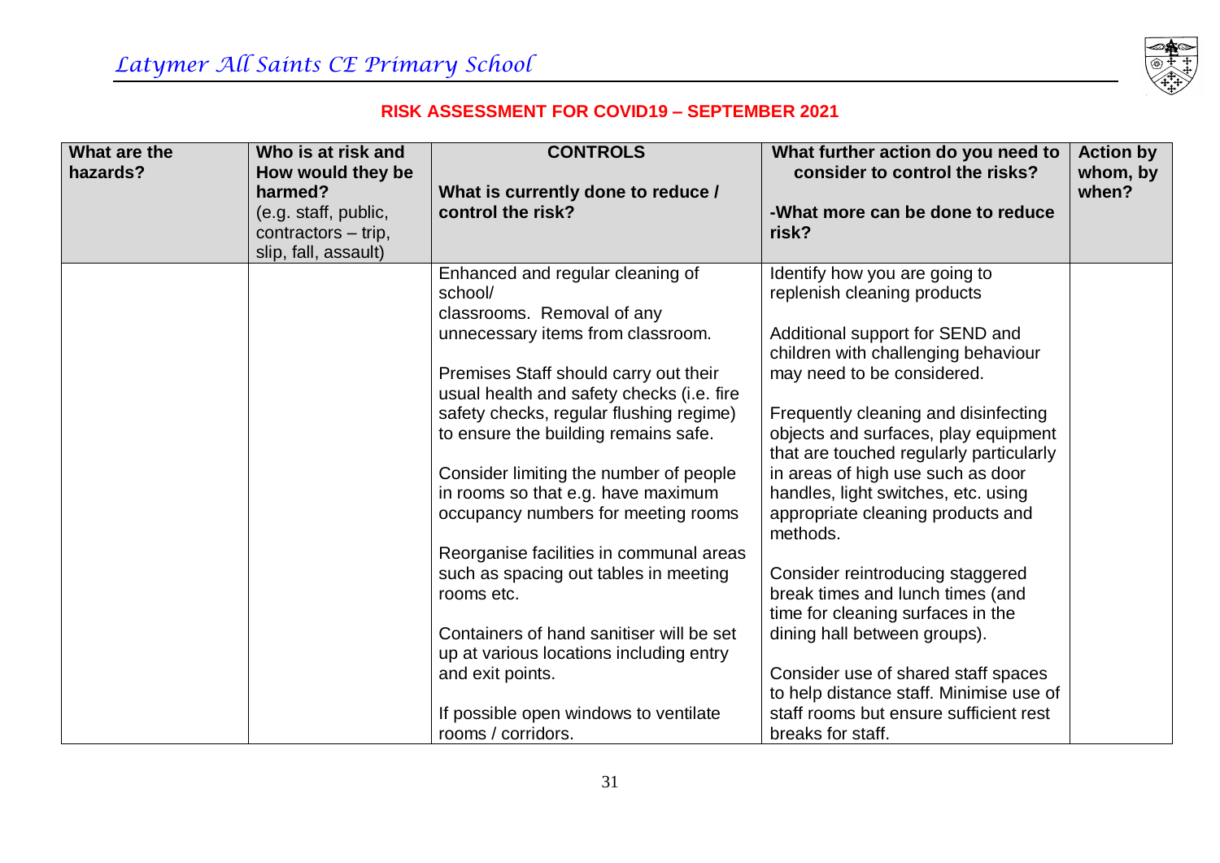## RISK ASSESSMENT FOR COVID19 – SEPTEMBER 2021

| What are the hazards? | Who is at risk and How would they be harmed? (e.g. staff, public, contractors – trip, slip, fall, assault) | CONTROLS<br><br>What is currently done to reduce / control the risk? | What further action do you need to consider to control the risks?<br><br>-What more can be done to reduce risk? | Action by whom, by when? |
|---|---|---|---|---|
| | | Enhanced and regular cleaning of school/ classrooms. Removal of any unnecessary items from classroom.<br><br>Premises Staff should carry out their usual health and safety checks (i.e. fire safety checks, regular flushing regime) to ensure the building remains safe.<br><br>Consider limiting the number of people in rooms so that e.g. have maximum occupancy numbers for meeting rooms<br><br>Reorganise facilities in communal areas such as spacing out tables in meeting rooms etc.<br><br>Containers of hand sanitiser will be set up at various locations including entry and exit points.<br><br>If possible open windows to ventilate rooms / corridors. | Identify how you are going to replenish cleaning products<br><br>Additional support for SEND and children with challenging behaviour may need to be considered.<br><br>Frequently cleaning and disinfecting objects and surfaces, play equipment that are touched regularly particularly in areas of high use such as door handles, light switches, etc. using appropriate cleaning products and methods.<br><br>Consider reintroducing staggered break times and lunch times (and time for cleaning surfaces in the dining hall between groups).<br><br>Consider use of shared staff spaces to help distance staff. Minimise use of staff rooms but ensure sufficient rest breaks for staff. | |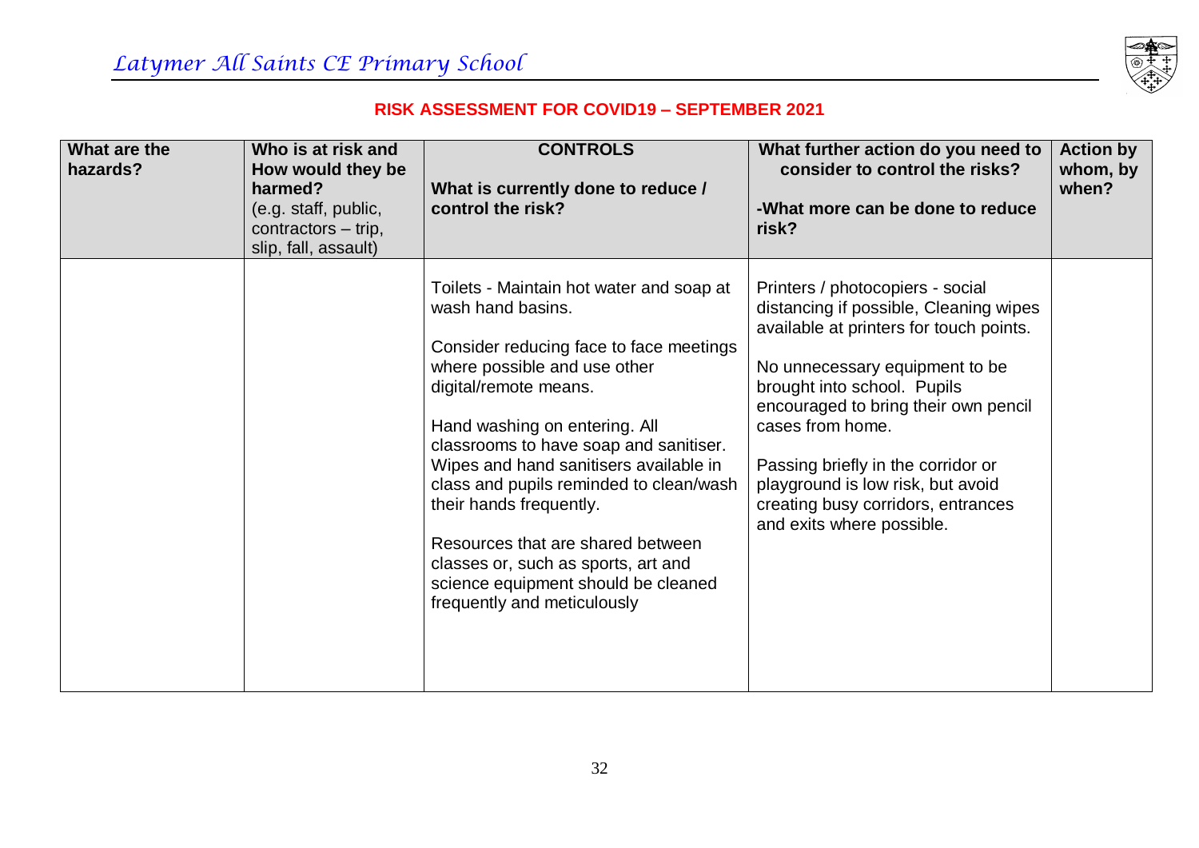## RISK ASSESSMENT FOR COVID19 – SEPTEMBER 2021

| What are the hazards? | Who is at risk and How would they be harmed? (e.g. staff, public, contractors – trip, slip, fall, assault) | CONTROLS<br><br>What is currently done to reduce / control the risk? | What further action do you need to consider to control the risks?<br><br>-What more can be done to reduce risk? | Action by whom, by when? |
|---|---|---|---|---|
| | | Toilets - Maintain hot water and soap at wash hand basins.<br><br>Consider reducing face to face meetings where possible and use other digital/remote means.<br><br>Hand washing on entering. All classrooms to have soap and sanitiser. Wipes and hand sanitisers available in class and pupils reminded to clean/wash their hands frequently.<br><br>Resources that are shared between classes or, such as sports, art and science equipment should be cleaned frequently and meticulously | Printers / photocopiers - social distancing if possible, Cleaning wipes available at printers for touch points.<br><br>No unnecessary equipment to be brought into school. Pupils encouraged to bring their own pencil cases from home.<br><br>Passing briefly in the corridor or playground is low risk, but avoid creating busy corridors, entrances and exits where possible. | |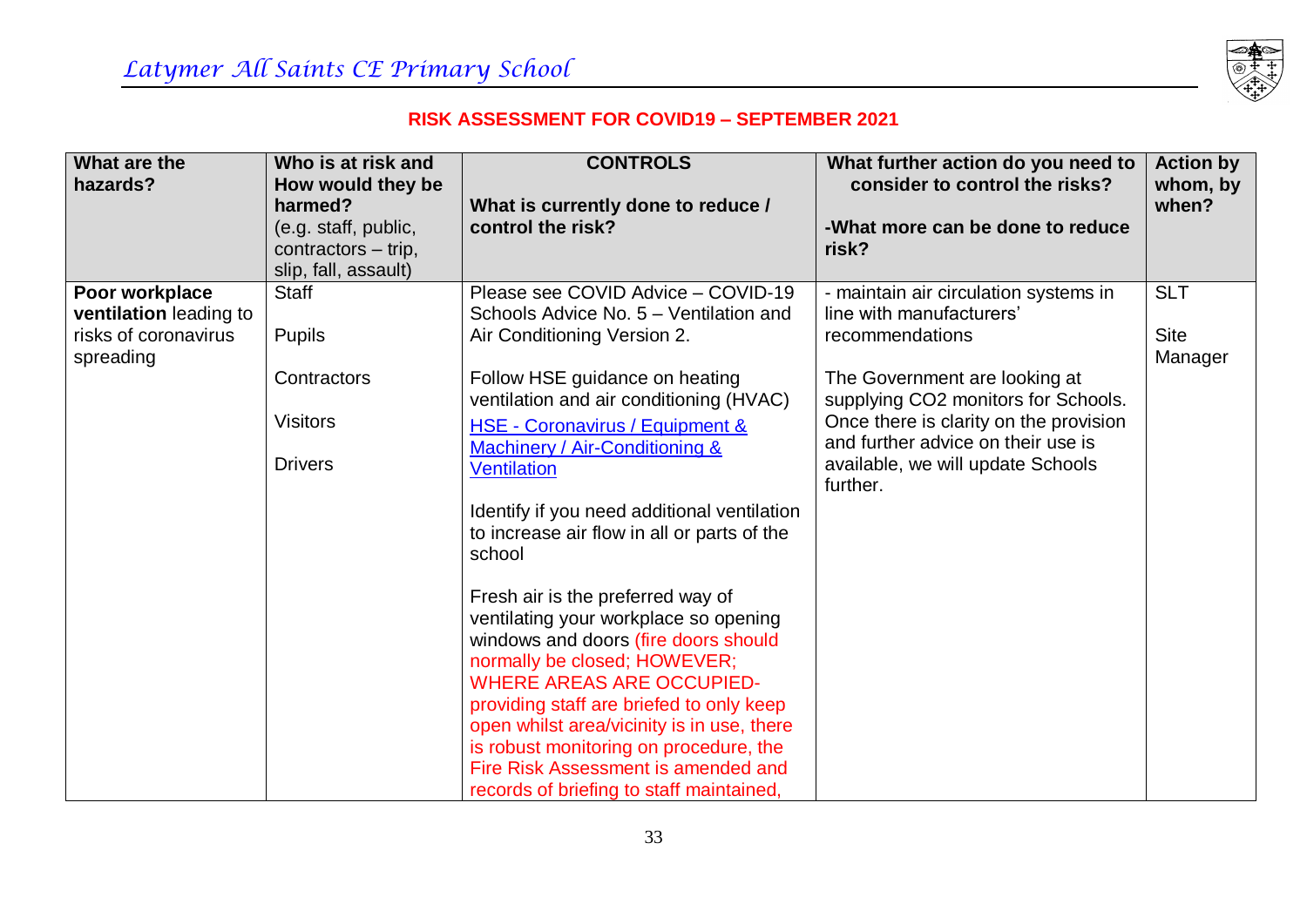# Latymer All Saints CE Primary School

## RISK ASSESSMENT FOR COVID19 – SEPTEMBER 2021

| What are the hazards? | Who is at risk and How would they be harmed? (e.g. staff, public, contractors – trip, slip, fall, assault) | CONTROLS<br><br>What is currently done to reduce / control the risk? | What further action do you need to consider to control the risks?<br><br>-What more can be done to reduce risk? | Action by whom, by when? |
|---|---|---|---|---|
| **Poor workplace ventilation** leading to risks of coronavirus spreading | Staff<br><br>Pupils<br><br>Contractors<br><br>Visitors<br><br>Drivers | Please see COVID Advice – COVID-19 Schools Advice No. 5 – Ventilation and Air Conditioning Version 2.<br><br>Follow HSE guidance on heating ventilation and air conditioning (HVAC)<br>HSE - Coronavirus / Equipment & Machinery / Air-Conditioning & Ventilation<br><br>Identify if you need additional ventilation to increase air flow in all or parts of the school<br><br>Fresh air is the preferred way of ventilating your workplace so opening windows and doors (fire doors should normally be closed; HOWEVER; WHERE AREAS ARE OCCUPIED- providing staff are briefed to only keep open whilst area/vicinity is in use, there is robust monitoring on procedure, the Fire Risk Assessment is amended and records of briefing to staff maintained, | - maintain air circulation systems in line with manufacturers' recommendations<br><br>The Government are looking at supplying CO2 monitors for Schools. Once there is clarity on the provision and further advice on their use is available, we will update Schools further. | SLT<br><br>Site Manager |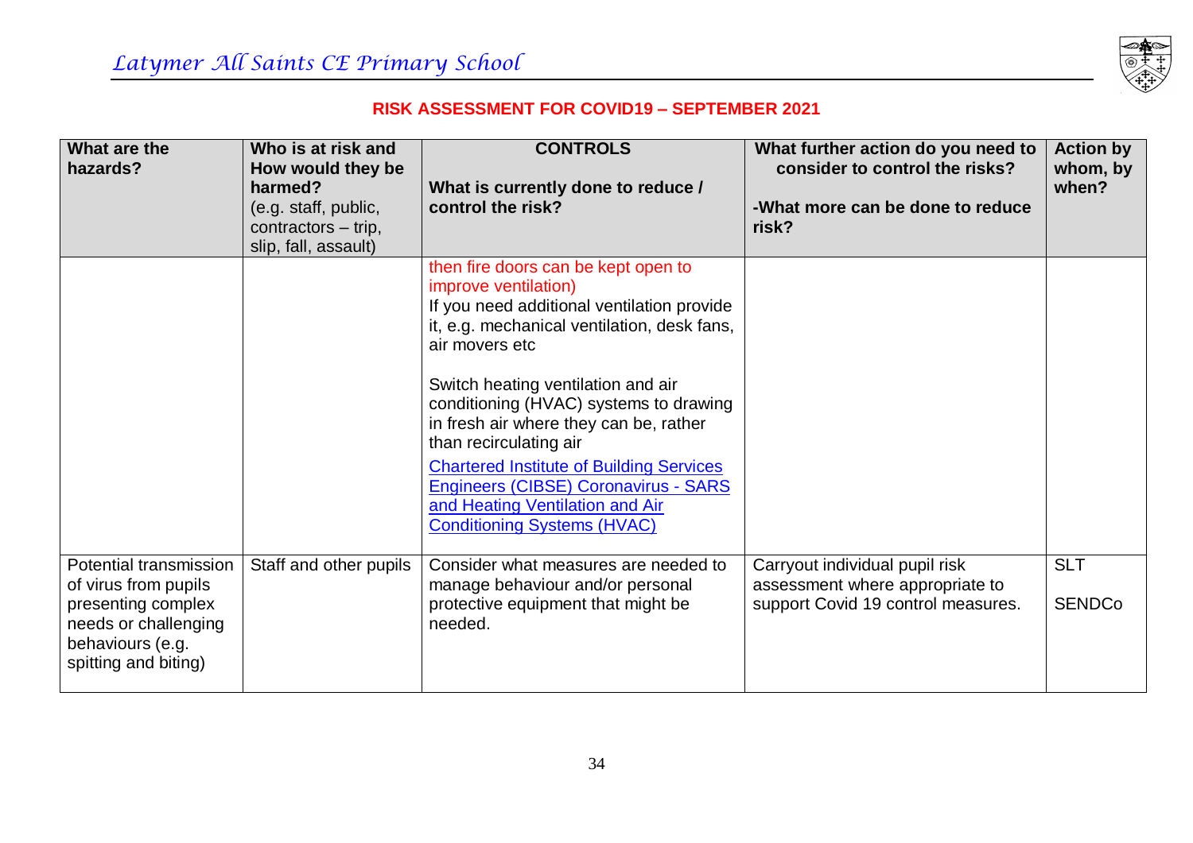**RISK ASSESSMENT FOR COVID19 – SEPTEMBER 2021**

| What are the hazards? | Who is at risk and How would they be harmed? (e.g. staff, public, contractors – trip, slip, fall, assault) | CONTROLS<br><br>What is currently done to reduce / control the risk? | What further action do you need to consider to control the risks?<br><br>-What more can be done to reduce risk? | Action by whom, by when? |
|---|---|---|---|---|
| | | then fire doors can be kept open to improve ventilation)<br>If you need additional ventilation provide it, e.g. mechanical ventilation, desk fans, air movers etc<br><br>Switch heating ventilation and air conditioning (HVAC) systems to drawing in fresh air where they can be, rather than recirculating air<br>Chartered Institute of Building Services Engineers (CIBSE) Coronavirus - SARS and Heating Ventilation and Air Conditioning Systems (HVAC) | | |
| Potential transmission of virus from pupils presenting complex needs or challenging behaviours (e.g. spitting and biting) | Staff and other pupils | Consider what measures are needed to manage behaviour and/or personal protective equipment that might be needed. | Carryout individual pupil risk assessment where appropriate to support Covid 19 control measures. | SLT<br><br>SENDCo |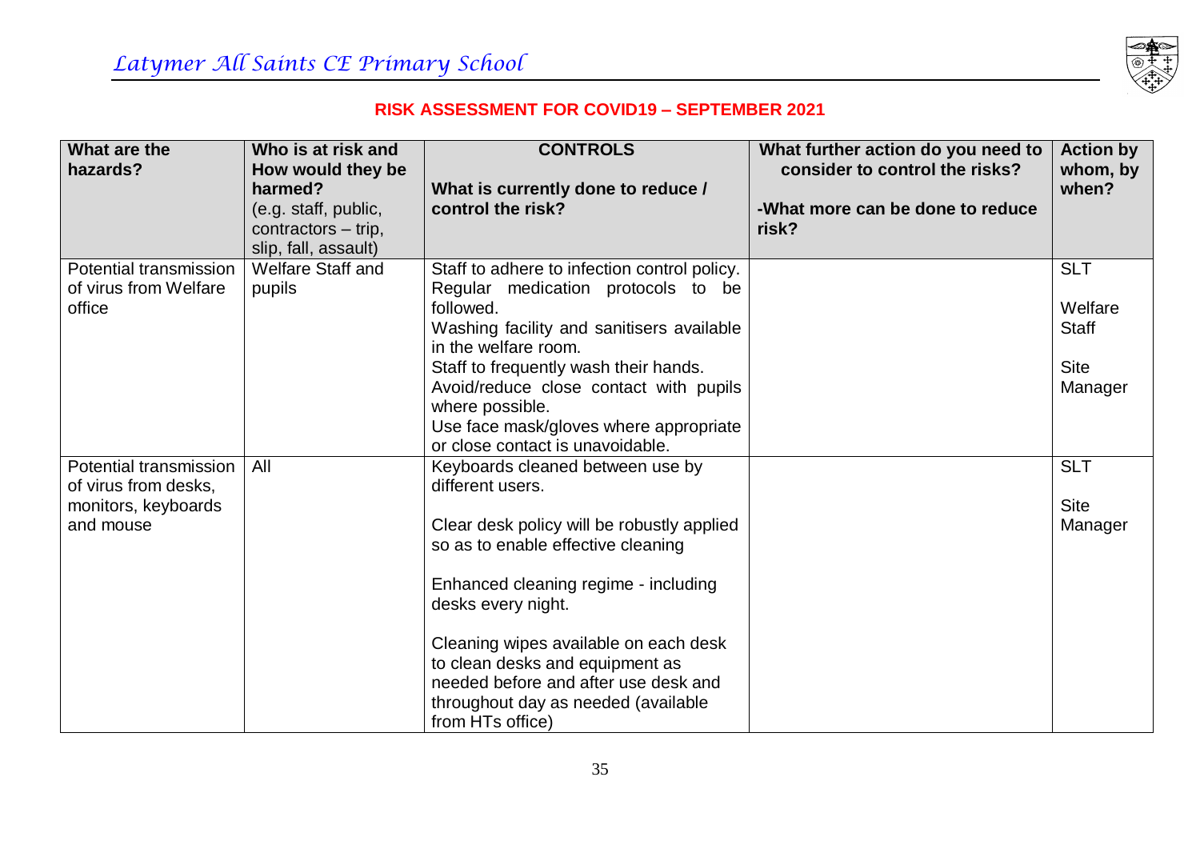## RISK ASSESSMENT FOR COVID19 – SEPTEMBER 2021

| What are the hazards? | Who is at risk and How would they be harmed? (e.g. staff, public, contractors – trip, slip, fall, assault) | CONTROLS<br>What is currently done to reduce / control the risk? | What further action do you need to consider to control the risks?<br>-What more can be done to reduce risk? | Action by whom, by when? |
|---|---|---|---|---|
| Potential transmission of virus from Welfare office | Welfare Staff and pupils | Staff to adhere to infection control policy.<br>Regular medication protocols to be followed.<br>Washing facility and sanitisers available in the welfare room.<br>Staff to frequently wash their hands.<br>Avoid/reduce close contact with pupils where possible.<br>Use face mask/gloves where appropriate or close contact is unavoidable. | | SLT<br>Welfare Staff<br>Site Manager |
| Potential transmission of virus from desks, monitors, keyboards and mouse | All | Keyboards cleaned between use by different users.<br><br>Clear desk policy will be robustly applied so as to enable effective cleaning<br><br>Enhanced cleaning regime - including desks every night.<br><br>Cleaning wipes available on each desk to clean desks and equipment as needed before and after use desk and throughout day as needed (available from HTs office) | | SLT<br>Site Manager |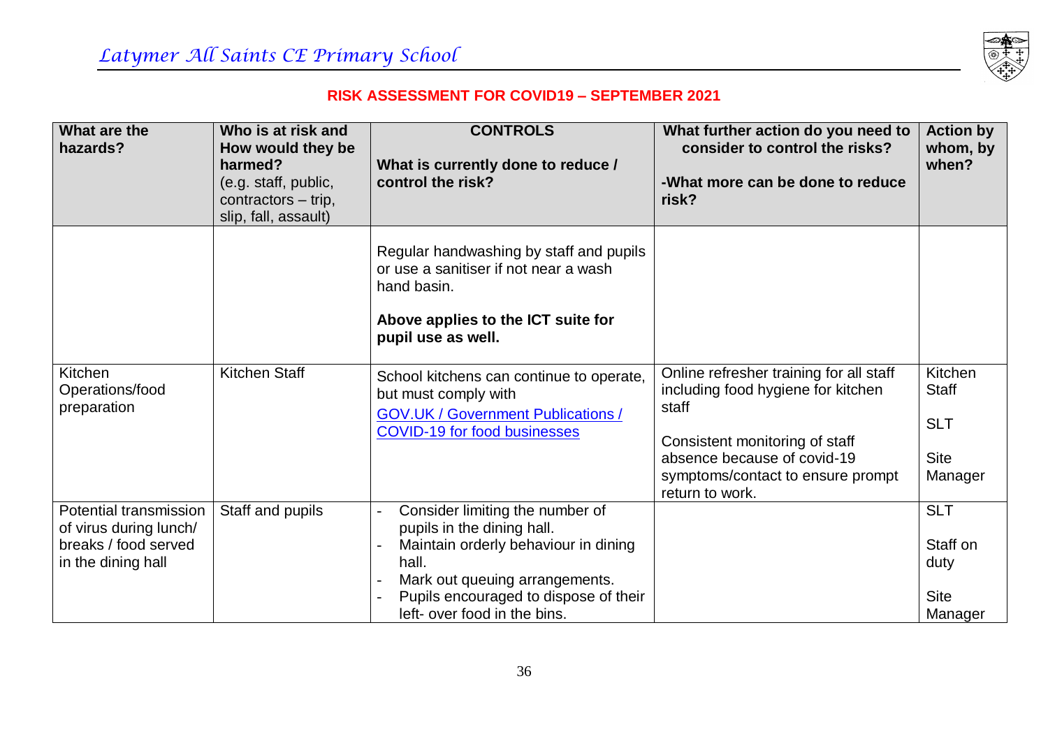**RISK ASSESSMENT FOR COVID19 – SEPTEMBER 2021**

| What are the hazards? | Who is at risk and How would they be harmed? (e.g. staff, public, contractors – trip, slip, fall, assault) | CONTROLS<br><br>What is currently done to reduce / control the risk? | What further action do you need to consider to control the risks?<br><br>-What more can be done to reduce risk? | Action by whom, by when? |
|---|---|---|---|---|
| | | Regular handwashing by staff and pupils or use a sanitiser if not near a wash hand basin.<br><br>**Above applies to the ICT suite for pupil use as well.** | | |
| Kitchen Operations/food preparation | Kitchen Staff | School kitchens can continue to operate, but must comply with [GOV.UK / Government Publications / COVID-19 for food businesses] | Online refresher training for all staff including food hygiene for kitchen staff<br><br>Consistent monitoring of staff absence because of covid-19 symptoms/contact to ensure prompt return to work. | Kitchen Staff<br><br>SLT<br><br>Site Manager |
| Potential transmission of virus during lunch/ breaks / food served in the dining hall | Staff and pupils | - Consider limiting the number of pupils in the dining hall.<br>- Maintain orderly behaviour in dining hall.<br>- Mark out queuing arrangements.<br>- Pupils encouraged to dispose of their left- over food in the bins. | | SLT<br><br>Staff on duty<br><br>Site Manager |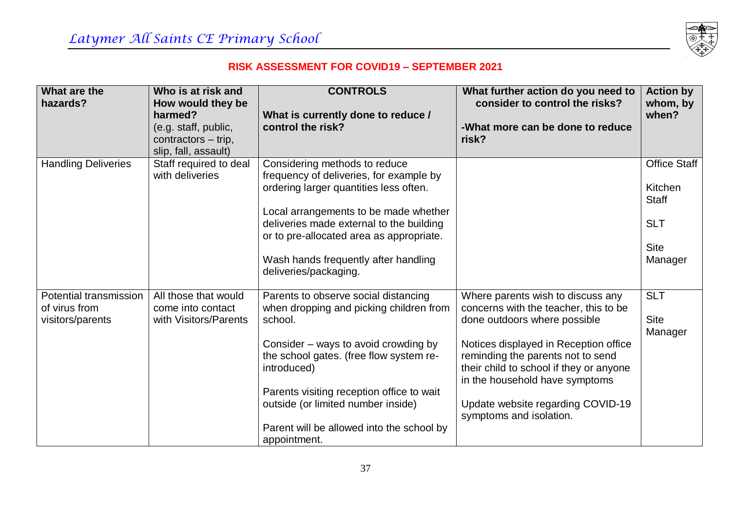## RISK ASSESSMENT FOR COVID19 – SEPTEMBER 2021

| What are the hazards? | Who is at risk and How would they be harmed? (e.g. staff, public, contractors – trip, slip, fall, assault) | CONTROLS<br><br>What is currently done to reduce / control the risk? | What further action do you need to consider to control the risks?<br><br>-What more can be done to reduce risk? | Action by whom, by when? |
|---|---|---|---|---|
| Handling Deliveries | Staff required to deal with deliveries | Considering methods to reduce frequency of deliveries, for example by ordering larger quantities less often.<br><br>Local arrangements to be made whether deliveries made external to the building or to pre-allocated area as appropriate.<br><br>Wash hands frequently after handling deliveries/packaging. | | Office Staff<br><br>Kitchen Staff<br><br>SLT<br><br>Site Manager |
| Potential transmission of virus from visitors/parents | All those that would come into contact with Visitors/Parents | Parents to observe social distancing when dropping and picking children from school.<br><br>Consider – ways to avoid crowding by the school gates. (free flow system re-introduced)<br><br>Parents visiting reception office to wait outside (or limited number inside)<br><br>Parent will be allowed into the school by appointment. | Where parents wish to discuss any concerns with the teacher, this to be done outdoors where possible<br><br>Notices displayed in Reception office reminding the parents not to send their child to school if they or anyone in the household have symptoms<br><br>Update website regarding COVID-19 symptoms and isolation. | SLT<br><br>Site Manager |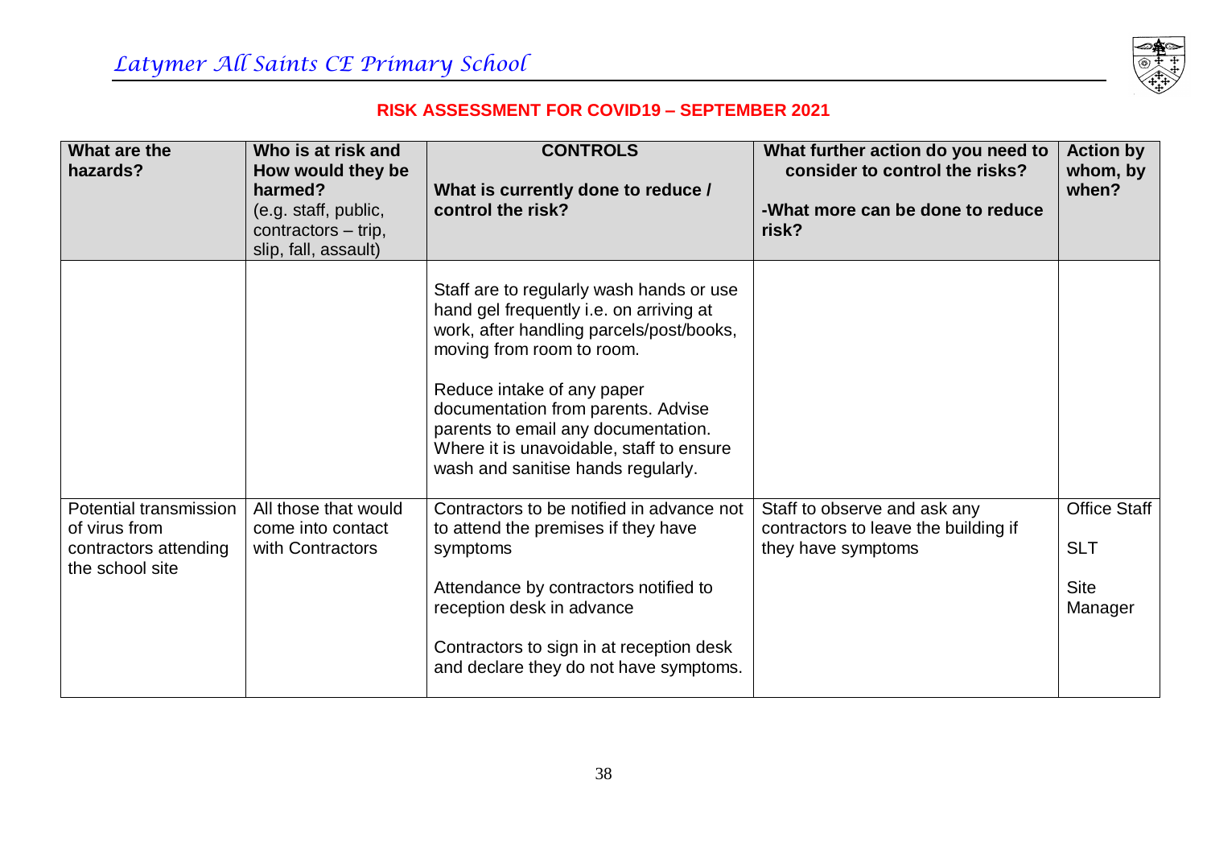*Latymer All Saints CE Primary School*

**RISK ASSESSMENT FOR COVID19 – SEPTEMBER 2021**

| What are the hazards? | Who is at risk and How would they be harmed? (e.g. staff, public, contractors – trip, slip, fall, assault) | CONTROLS<br><br>What is currently done to reduce / control the risk? | What further action do you need to consider to control the risks?<br><br>-What more can be done to reduce risk? | Action by whom, by when? |
|---|---|---|---|---|
| | | Staff are to regularly wash hands or use hand gel frequently i.e. on arriving at work, after handling parcels/post/books, moving from room to room.<br><br>Reduce intake of any paper documentation from parents. Advise parents to email any documentation. Where it is unavoidable, staff to ensure wash and sanitise hands regularly. | | |
| Potential transmission of virus from contractors attending the school site | All those that would come into contact with Contractors | Contractors to be notified in advance not to attend the premises if they have symptoms<br><br>Attendance by contractors notified to reception desk in advance<br><br>Contractors to sign in at reception desk and declare they do not have symptoms. | Staff to observe and ask any contractors to leave the building if they have symptoms | Office Staff<br><br>SLT<br><br>Site Manager |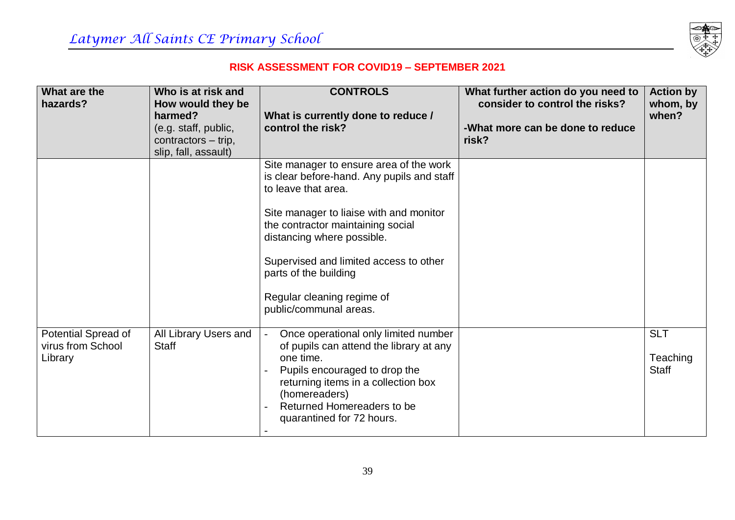*Latymer All Saints CE Primary School*

**RISK ASSESSMENT FOR COVID19 – SEPTEMBER 2021**

| What are the hazards? | Who is at risk and How would they be harmed? (e.g. staff, public, contractors – trip, slip, fall, assault) | CONTROLS<br>What is currently done to reduce / control the risk? | What further action do you need to consider to control the risks?<br>-What more can be done to reduce risk? | Action by whom, by when? |
|---|---|---|---|---|
| | | Site manager to ensure area of the work is clear before-hand. Any pupils and staff to leave that area.<br><br>Site manager to liaise with and monitor the contractor maintaining social distancing where possible.<br><br>Supervised and limited access to other parts of the building<br><br>Regular cleaning regime of public/communal areas. | | |
| Potential Spread of virus from School Library | All Library Users and Staff | - Once operational only limited number of pupils can attend the library at any one time.<br>- Pupils encouraged to drop the returning items in a collection box (homereaders)<br>- Returned Homereaders to be quarantined for 72 hours.<br>- | | SLT<br><br>Teaching Staff |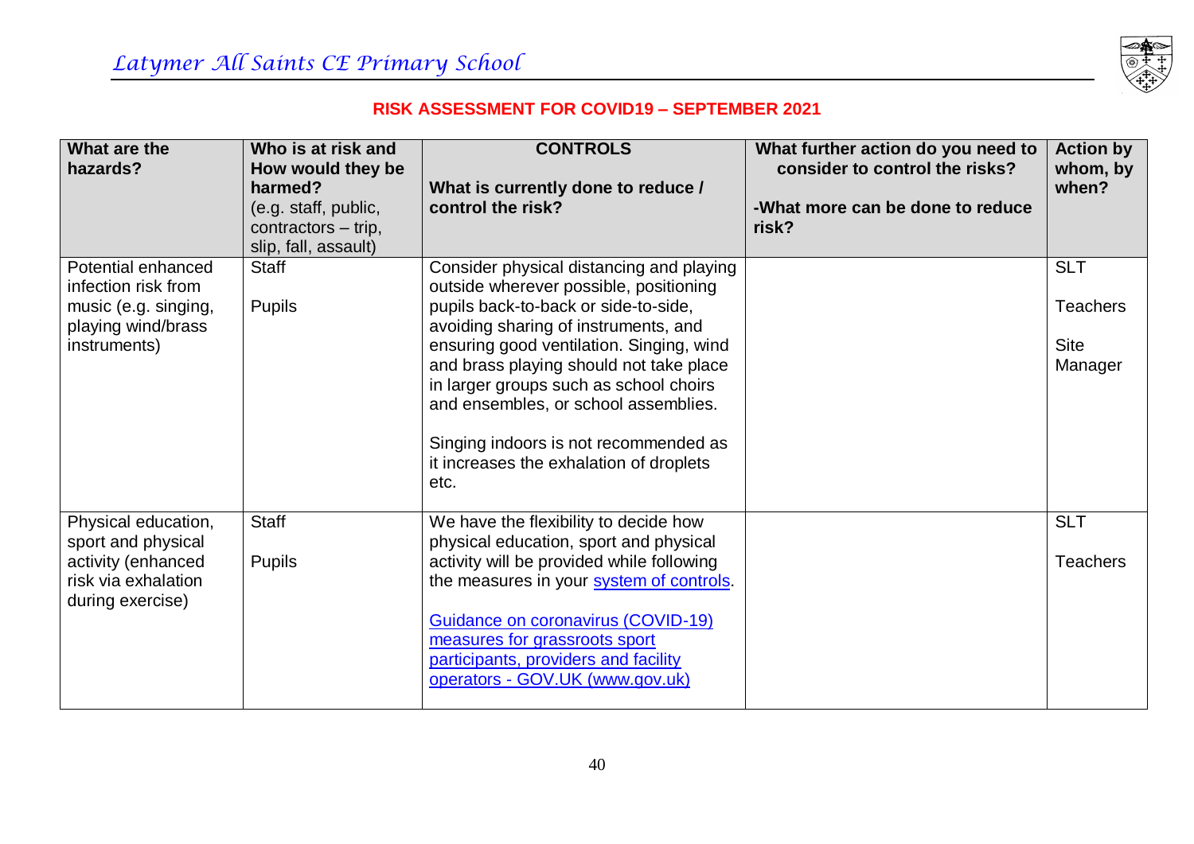**RISK ASSESSMENT FOR COVID19 – SEPTEMBER 2021**

| What are the hazards? | Who is at risk and How would they be harmed? (e.g. staff, public, contractors – trip, slip, fall, assault) | CONTROLS<br><br>What is currently done to reduce / control the risk? | What further action do you need to consider to control the risks?<br><br>-What more can be done to reduce risk? | Action by whom, by when? |
|---|---|---|---|---|
| Potential enhanced infection risk from music (e.g. singing, playing wind/brass instruments) | Staff<br><br>Pupils | Consider physical distancing and playing outside wherever possible, positioning pupils back-to-back or side-to-side, avoiding sharing of instruments, and ensuring good ventilation. Singing, wind and brass playing should not take place in larger groups such as school choirs and ensembles, or school assemblies.<br><br>Singing indoors is not recommended as it increases the exhalation of droplets etc. | | SLT<br><br>Teachers<br><br>Site Manager |
| Physical education, sport and physical activity (enhanced risk via exhalation during exercise) | Staff<br><br>Pupils | We have the flexibility to decide how physical education, sport and physical activity will be provided while following the measures in your system of controls.<br><br>Guidance on coronavirus (COVID-19) measures for grassroots sport participants, providers and facility operators - GOV.UK (www.gov.uk) | | SLT<br><br>Teachers |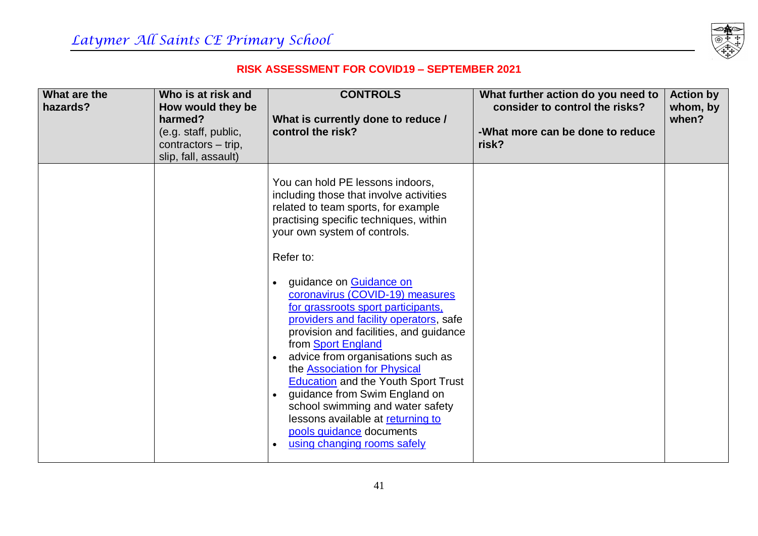*Latymer All Saints CE Primary School*

**RISK ASSESSMENT FOR COVID19 – SEPTEMBER 2021**

| What are the hazards? | Who is at risk and How would they be harmed? (e.g. staff, public, contractors – trip, slip, fall, assault) | CONTROLS What is currently done to reduce / control the risk? | What further action do you need to consider to control the risks? -What more can be done to reduce risk? | Action by whom, by when? |
|---|---|---|---|---|
| | | You can hold PE lessons indoors, including those that involve activities related to team sports, for example practising specific techniques, within your own system of controls.<br><br>Refer to:<br><br>• guidance on Guidance on coronavirus (COVID-19) measures for grassroots sport participants, providers and facility operators, safe provision and facilities, and guidance from Sport England<br>• advice from organisations such as the Association for Physical Education and the Youth Sport Trust<br>• guidance from Swim England on school swimming and water safety lessons available at returning to pools guidance documents<br>• using changing rooms safely | | |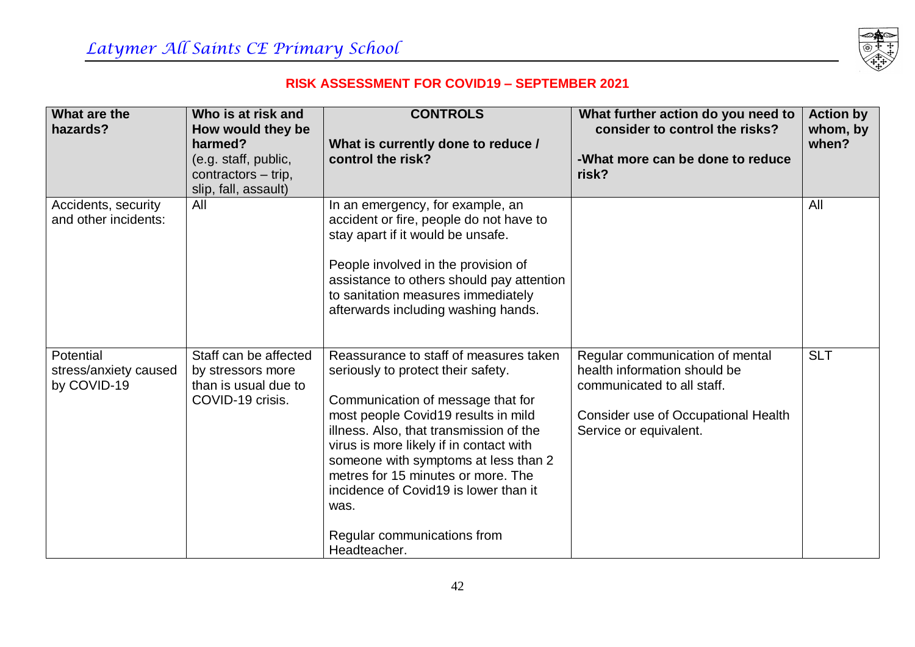**RISK ASSESSMENT FOR COVID19 – SEPTEMBER 2021**

| What are the hazards? | Who is at risk and How would they be harmed? (e.g. staff, public, contractors – trip, slip, fall, assault) | CONTROLS<br><br>What is currently done to reduce / control the risk? | What further action do you need to consider to control the risks?<br><br>-What more can be done to reduce risk? | Action by whom, by when? |
|---|---|---|---|---|
| Accidents, security and other incidents: | All | In an emergency, for example, an accident or fire, people do not have to stay apart if it would be unsafe.<br><br>People involved in the provision of assistance to others should pay attention to sanitation measures immediately afterwards including washing hands. | | All |
| Potential stress/anxiety caused by COVID-19 | Staff can be affected by stressors more than is usual due to COVID-19 crisis. | Reassurance to staff of measures taken seriously to protect their safety.<br><br>Communication of message that for most people Covid19 results in mild illness. Also, that transmission of the virus is more likely if in contact with someone with symptoms at less than 2 metres for 15 minutes or more. The incidence of Covid19 is lower than it was.<br><br>Regular communications from Headteacher. | Regular communication of mental health information should be communicated to all staff.<br><br>Consider use of Occupational Health Service or equivalent. | SLT |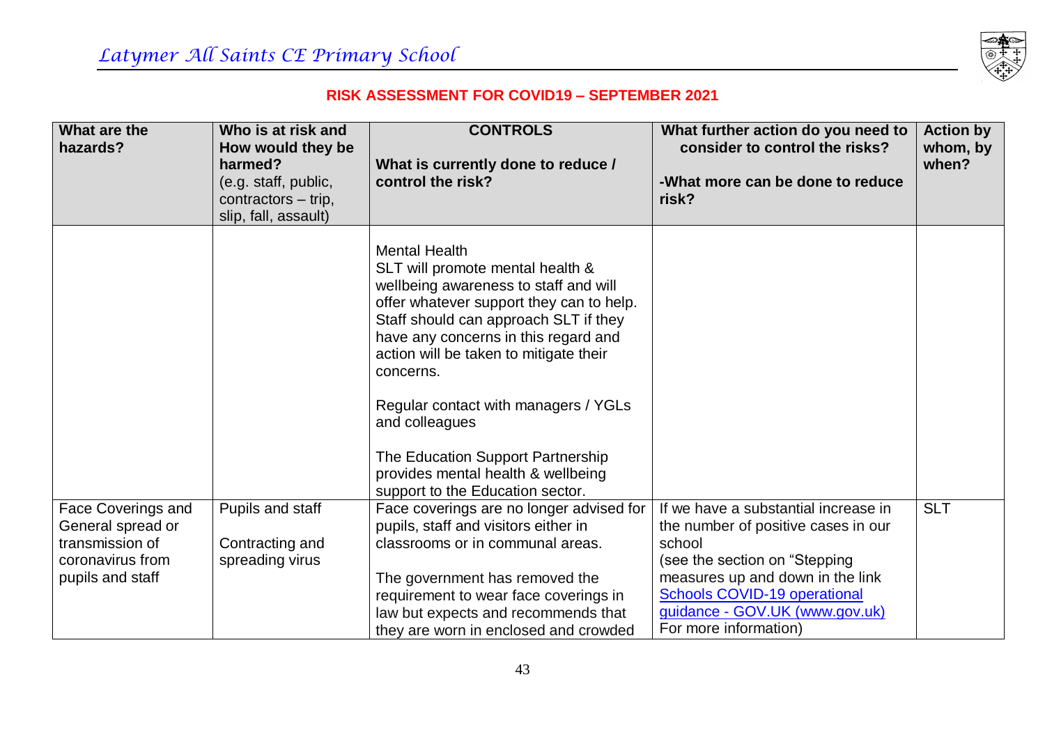*Latymer All Saints CE Primary School*

**RISK ASSESSMENT FOR COVID19 – SEPTEMBER 2021**

| What are the hazards? | Who is at risk and How would they be harmed? (e.g. staff, public, contractors – trip, slip, fall, assault) | CONTROLS<br><br>What is currently done to reduce / control the risk? | What further action do you need to consider to control the risks?<br><br>-What more can be done to reduce risk? | Action by whom, by when? |
|---|---|---|---|---|
| | | Mental Health<br>SLT will promote mental health & wellbeing awareness to staff and will offer whatever support they can to help. Staff should can approach SLT if they have any concerns in this regard and action will be taken to mitigate their concerns.<br><br>Regular contact with managers / YGLs and colleagues<br><br>The Education Support Partnership provides mental health & wellbeing support to the Education sector. | | |
| Face Coverings and General spread or transmission of coronavirus from pupils and staff | Pupils and staff<br><br>Contracting and spreading virus | Face coverings are no longer advised for pupils, staff and visitors either in classrooms or in communal areas.<br><br>The government has removed the requirement to wear face coverings in law but expects and recommends that they are worn in enclosed and crowded | If we have a substantial increase in the number of positive cases in our school<br>(see the section on "Stepping measures up and down in the link [Schools COVID-19 operational guidance - GOV.UK (www.gov.uk)]<br>For more information) | SLT |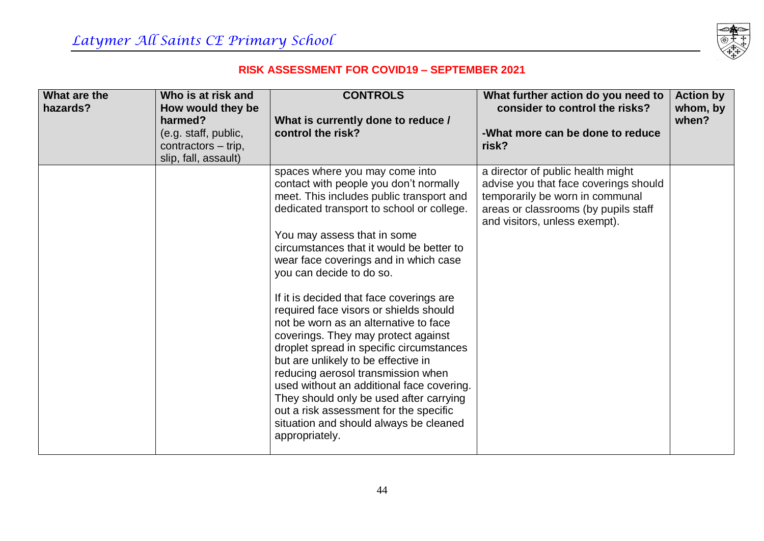## RISK ASSESSMENT FOR COVID19 – SEPTEMBER 2021

| What are the hazards? | Who is at risk and How would they be harmed? (e.g. staff, public, contractors – trip, slip, fall, assault) | CONTROLS<br><br>What is currently done to reduce / control the risk? | What further action do you need to consider to control the risks?<br><br>-What more can be done to reduce risk? | Action by whom, by when? |
|---|---|---|---|---|
| | | spaces where you may come into contact with people you don't normally meet. This includes public transport and dedicated transport to school or college.<br><br>You may assess that in some circumstances that it would be better to wear face coverings and in which case you can decide to do so.<br><br>If it is decided that face coverings are required face visors or shields should not be worn as an alternative to face coverings. They may protect against droplet spread in specific circumstances but are unlikely to be effective in reducing aerosol transmission when used without an additional face covering. They should only be used after carrying out a risk assessment for the specific situation and should always be cleaned appropriately. | a director of public health might advise you that face coverings should temporarily be worn in communal areas or classrooms (by pupils staff and visitors, unless exempt). | |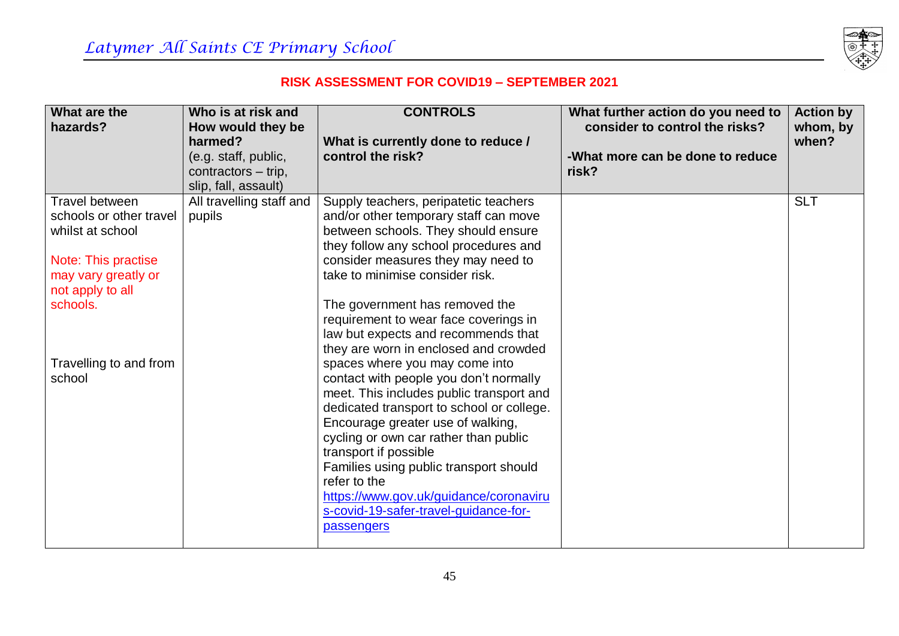## RISK ASSESSMENT FOR COVID19 – SEPTEMBER 2021

| What are the hazards? | Who is at risk and How would they be harmed? (e.g. staff, public, contractors – trip, slip, fall, assault) | CONTROLS<br><br>What is currently done to reduce / control the risk? | What further action do you need to consider to control the risks?<br><br>-What more can be done to reduce risk? | Action by whom, by when? |
|---|---|---|---|---|
| Travel between schools or other travel whilst at school<br><br>Note: This practise may vary greatly or not apply to all schools.<br><br>Travelling to and from school | All travelling staff and pupils | Supply teachers, peripatetic teachers and/or other temporary staff can move between schools. They should ensure they follow any school procedures and consider measures they may need to take to minimise consider risk.<br><br>The government has removed the requirement to wear face coverings in law but expects and recommends that they are worn in enclosed and crowded spaces where you may come into contact with people you don't normally meet. This includes public transport and dedicated transport to school or college. Encourage greater use of walking, cycling or own car rather than public transport if possible<br>Families using public transport should refer to the https://www.gov.uk/guidance/coronavirus-covid-19-safer-travel-guidance-for-passengers | | SLT |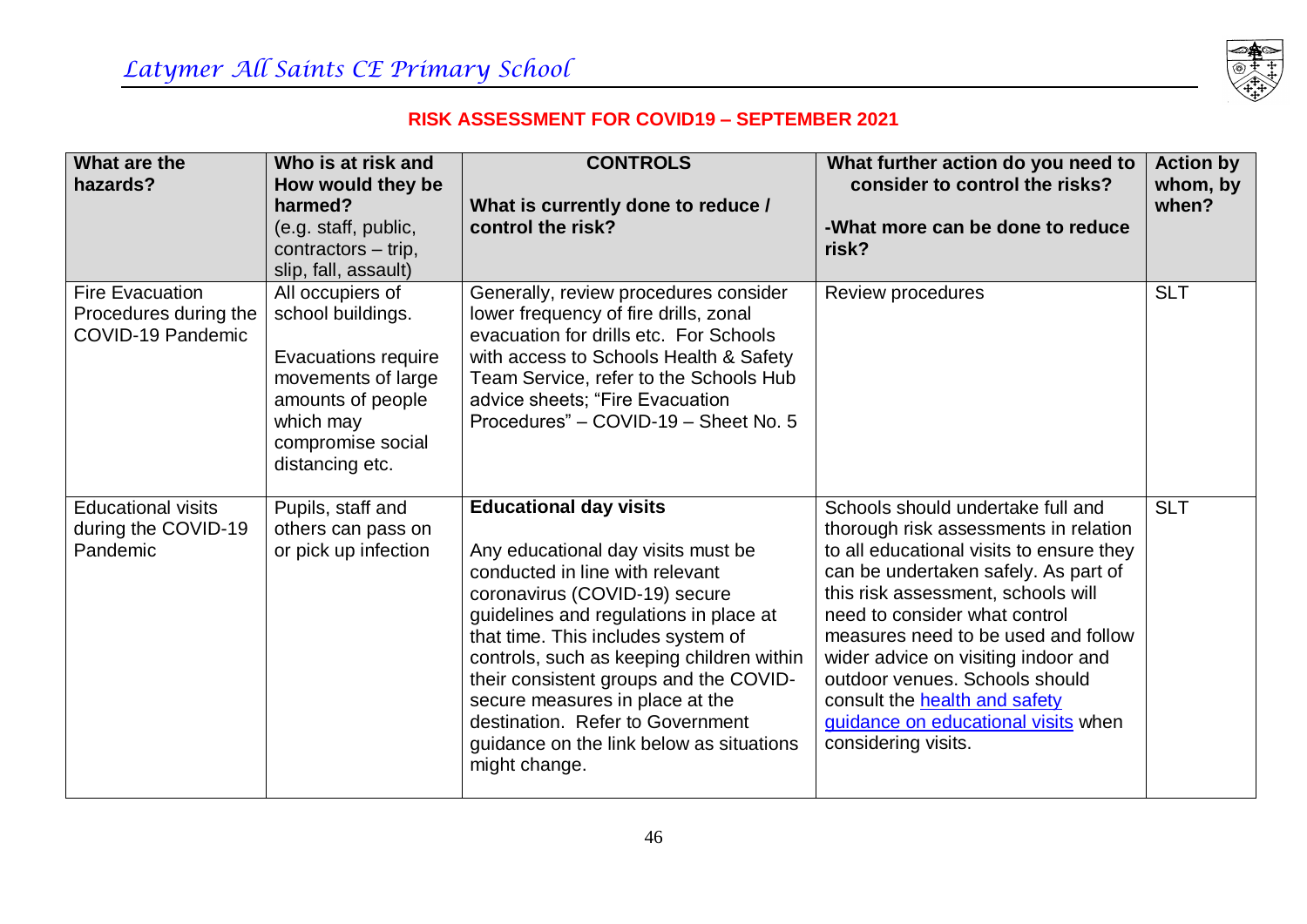**RISK ASSESSMENT FOR COVID19 – SEPTEMBER 2021**

| What are the hazards? | Who is at risk and How would they be harmed? (e.g. staff, public, contractors – trip, slip, fall, assault) | CONTROLS<br>What is currently done to reduce / control the risk? | What further action do you need to consider to control the risks?<br>-What more can be done to reduce risk? | Action by whom, by when? |
|---|---|---|---|---|
| Fire Evacuation Procedures during the COVID-19 Pandemic | All occupiers of school buildings.<br><br>Evacuations require movements of large amounts of people which may compromise social distancing etc. | Generally, review procedures consider lower frequency of fire drills, zonal evacuation for drills etc. For Schools with access to Schools Health & Safety Team Service, refer to the Schools Hub advice sheets; "Fire Evacuation Procedures" – COVID-19 – Sheet No. 5 | Review procedures | SLT |
| Educational visits during the COVID-19 Pandemic | Pupils, staff and others can pass on or pick up infection | **Educational day visits**<br><br>Any educational day visits must be conducted in line with relevant coronavirus (COVID-19) secure guidelines and regulations in place at that time. This includes system of controls, such as keeping children within their consistent groups and the COVID-secure measures in place at the destination. Refer to Government guidance on the link below as situations might change. | Schools should undertake full and thorough risk assessments in relation to all educational visits to ensure they can be undertaken safely. As part of this risk assessment, schools will need to consider what control measures need to be used and follow wider advice on visiting indoor and outdoor venues. Schools should consult the health and safety guidance on educational visits when considering visits. | SLT |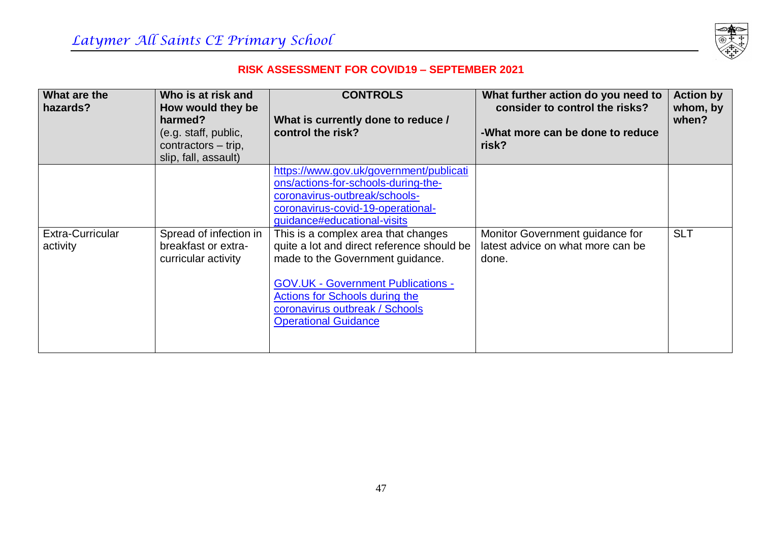| What are the hazards? | Who is at risk and How would they be harmed? (e.g. staff, public, contractors – trip, slip, fall, assault) | CONTROLS What is currently done to reduce / control the risk? | What further action do you need to consider to control the risks? -What more can be done to reduce risk? | Action by whom, by when? |
|---|---|---|---|---|
| | | https://www.gov.uk/government/publications/actions-for-schools-during-the-coronavirus-outbreak/schools-coronavirus-covid-19-operational-guidance#educational-visits | | |
| Extra-Curricular activity | Spread of infection in breakfast or extra-curricular activity | This is a complex area that changes quite a lot and direct reference should be made to the Government guidance. GOV.UK - Government Publications - Actions for Schools during the coronavirus outbreak / Schools Operational Guidance | Monitor Government guidance for latest advice on what more can be done. | SLT |